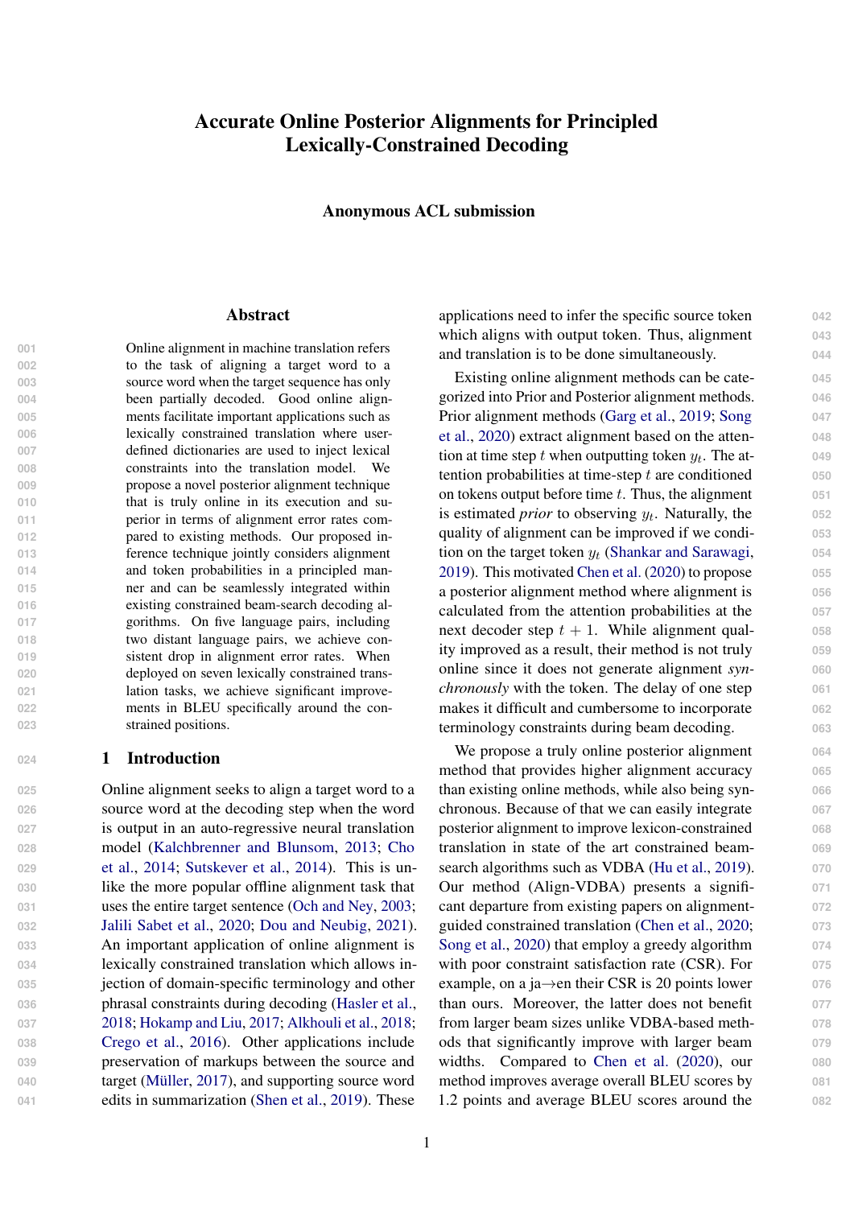# Accurate Online Posterior Alignments for Principled Lexically-Constrained Decoding

**Anonymous ACL submission**

## Abstract

Online alignment in machine translation refers to the task of aligning a target word to a source word when the target sequence has only been partially decoded. Good online alignments facilitate important applications such as lexically constrained translation where user-defined dictionaries are used to inject lexical constraints into the translation model. We propose a novel posterior alignment technique that is truly online in its execution and superior in terms of alignment error rates compared to existing methods. Our proposed inference technique jointly considers alignment and token probabilities in a principled manner and can be seamlessly integrated within existing constrained beam-search decoding algorithms. On five language pairs, including two distant language pairs, we achieve consistent drop in alignment error rates. When deployed on seven lexically constrained translation tasks, we achieve significant improvements in BLEU specifically around the constrained positions.

## 1 Introduction

Online alignment seeks to align a target word to a source word at the decoding step when the word is output in an auto-regressive neural translation model (Kalchbrenner and Blunsom, 2013; Cho et al., 2014; Sutskever et al., 2014). This is unlike the more popular offline alignment task that uses the entire target sentence (Och and Ney, 2003; Jalili Sabet et al., 2020; Dou and Neubig, 2021). An important application of online alignment is lexically constrained translation which allows injection of domain-specific terminology and other phrasal constraints during decoding (Hasler et al., 2018; Hokamp and Liu, 2017; Alkhouli et al., 2018; Crego et al., 2016). Other applications include preservation of markups between the source and target (Müller, 2017), and supporting source word edits in summarization (Shen et al., 2019). These applications need to infer the specific source token which aligns with output token. Thus, alignment and translation is to be done simultaneously.

Existing online alignment methods can be categorized into Prior and Posterior alignment methods. Prior alignment methods (Garg et al., 2019; Song et al., 2020) extract alignment based on the attention at time step $t$ when outputting token $y_t$. The attention probabilities at time-step $t$ are conditioned on tokens output before time $t$. Thus, the alignment is estimated *prior* to observing $y_t$. Naturally, the quality of alignment can be improved if we condition on the target token $y_t$ (Shankar and Sarawagi, 2019). This motivated Chen et al. (2020) to propose a posterior alignment method where alignment is calculated from the attention probabilities at the next decoder step $t+1$. While alignment quality improved as a result, their method is not truly online since it does not generate alignment *synchronously* with the token. The delay of one step makes it difficult and cumbersome to incorporate terminology constraints during beam decoding.

We propose a truly online posterior alignment method that provides higher alignment accuracy than existing online methods, while also being synchronous. Because of that we can easily integrate posterior alignment to improve lexicon-constrained translation in state of the art constrained beam-search algorithms such as VDBA (Hu et al., 2019). Our method (Align-VDBA) presents a significant departure from existing papers on alignment-guided constrained translation (Chen et al., 2020; Song et al., 2020) that employ a greedy algorithm with poor constraint satisfaction rate (CSR). For example, on a ja→en their CSR is 20 points lower than ours. Moreover, the latter does not benefit from larger beam sizes unlike VDBA-based methods that significantly improve with larger beam widths. Compared to Chen et al. (2020), our method improves average overall BLEU scores by 1.2 points and average BLEU scores around the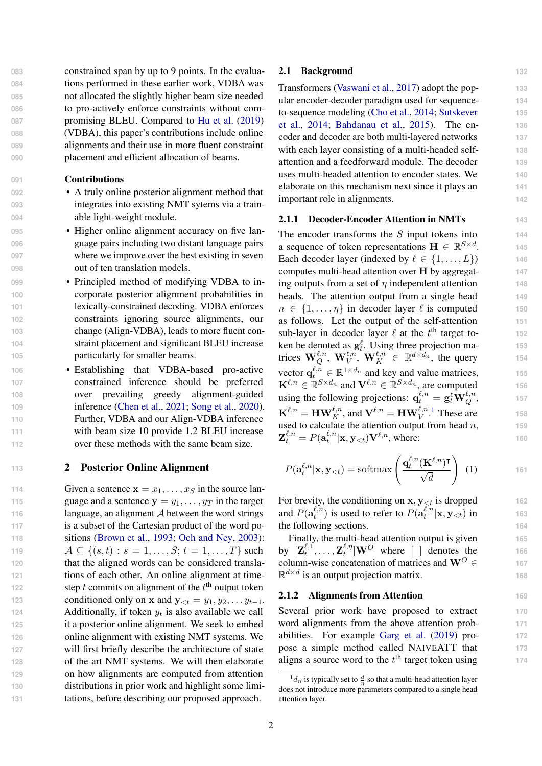constrained span by up to 9 points. In the evaluations performed in these earlier work, VDBA was not allocated the slightly higher beam size needed to pro-actively enforce constraints without compromising BLEU. Compared to Hu et al. (2019) (VDBA), this paper's contributions include online alignments and their use in more fluent constraint placement and efficient allocation of beams.

### Contributions

- A truly online posterior alignment method that integrates into existing NMT sytems via a trainable light-weight module.
- Higher online alignment accuracy on five language pairs including two distant language pairs where we improve over the best existing in seven out of ten translation models.
- Principled method of modifying VDBA to incorporate posterior alignment probabilities in lexically-constrained decoding. VDBA enforces constraints ignoring source alignments, our change (Align-VDBA), leads to more fluent constraint placement and significant BLEU increase particularly for smaller beams.
- Establishing that VDBA-based pro-active constrained inference should be preferred over prevailing greedy alignment-guided inference (Chen et al., 2021; Song et al., 2020). Further, VDBA and our Align-VDBA inference with beam size 10 provide 1.2 BLEU increase over these methods with the same beam size.

## 2 Posterior Online Alignment

Given a sentence $\mathbf{x} = x_1, \ldots, x_S$ in the source language and a sentence $\mathbf{y} = y_1, \ldots, y_T$ in the target language, an alignment $\mathcal{A}$ between the word strings is a subset of the Cartesian product of the word positions (Brown et al., 1993; Och and Ney, 2003): $\mathcal{A} \subseteq \{(s,t) : s = 1, \ldots, S; t = 1, \ldots, T\}$ such that the aligned words can be considered translations of each other. An online alignment at timestep $t$ commits on alignment of the $t^{\text{th}}$ output token conditioned only on $\mathbf{x}$ and $\mathbf{y}_{<t} = y_1, y_2, \ldots y_{t-1}$. Additionally, if token $y_t$ is also available we call it a posterior online alignment. We seek to embed online alignment with existing NMT systems. We will first briefly describe the architecture of state of the art NMT systems. We will then elaborate on how alignments are computed from attention distributions in prior work and highlight some limitations, before describing our proposed approach.

### 2.1 Background

Transformers (Vaswani et al., 2017) adopt the popular encoder-decoder paradigm used for sequence-to-sequence modeling (Cho et al., 2014; Sutskever et al., 2014; Bahdanau et al., 2015). The encoder and decoder are both multi-layered networks with each layer consisting of a multi-headed self-attention and a feedforward module. The decoder uses multi-headed attention to encoder states. We elaborate on this mechanism next since it plays an important role in alignments.

#### 2.1.1 Decoder-Encoder Attention in NMTs

The encoder transforms the $S$ input tokens into a sequence of token representations $\mathbf{H} \in \mathbb{R}^{S \times d}$. Each decoder layer (indexed by $\ell \in \{1, \ldots, L\}$) computes multi-head attention over $\mathbf{H}$ by aggregating outputs from a set of $\eta$ independent attention heads. The attention output from a single head $n \in \{1, \ldots, \eta\}$ in decoder layer $\ell$ is computed as follows. Let the output of the self-attention sub-layer in decoder layer $\ell$ at the $t^{\text{th}}$ target token be denoted as $\mathbf{g}_t^{\ell}$. Using three projection matrices $\mathbf{W}_Q^{\ell,n}$, $\mathbf{W}_V^{\ell,n}$, $\mathbf{W}_K^{\ell,n} \in \mathbb{R}^{d \times d_n}$, the query vector $\mathbf{q}_t^{\ell,n} \in \mathbb{R}^{1 \times d_n}$ and key and value matrices, $\mathbf{K}^{\ell,n} \in \mathbb{R}^{S \times d_n}$ and $\mathbf{V}^{\ell,n} \in \mathbb{R}^{S \times d_n}$, are computed using the following projections: $\mathbf{q}_t^{\ell,n} = \mathbf{g}_t^{\ell}\mathbf{W}_Q^{\ell,n}$, $\mathbf{K}^{\ell,n} = \mathbf{H}\mathbf{W}_K^{\ell,n}$, and $\mathbf{V}^{\ell,n} = \mathbf{H}\mathbf{W}_V^{\ell,n}$.[1] These are used to calculate the attention output from head $n$, $\mathbf{Z}_t^{\ell,n} = P(\mathbf{a}_t^{\ell,n}|\mathbf{x}, \mathbf{y}_{<t})\mathbf{V}^{\ell,n}$, where:

$$P(\mathbf{a}_t^{\ell,n}|\mathbf{x}, \mathbf{y}_{<t}) = \text{softmax}\left(\frac{\mathbf{q}_t^{\ell,n}(\mathbf{K}^{\ell,n})^{\intercal}}{\sqrt{d}}\right) \quad (1)$$

For brevity, the conditioning on $\mathbf{x}, \mathbf{y}_{<t}$ is dropped and $P(\mathbf{a}_t^{\ell,n})$ is used to refer to $P(\mathbf{a}_t^{\ell,n}|\mathbf{x}, \mathbf{y}_{<t})$ in the following sections.

Finally, the multi-head attention output is given by $[\mathbf{Z}_t^{\ell,1}, \ldots, \mathbf{Z}_t^{\ell,\eta}]\mathbf{W}^O$ where [ ] denotes the column-wise concatenation of matrices and $\mathbf{W}^O \in \mathbb{R}^{d \times d}$ is an output projection matrix.

#### 2.1.2 Alignments from Attention

Several prior work have proposed to extract word alignments from the above attention probabilities. For example Garg et al. (2019) propose a simple method called NAIVEATT that aligns a source word to the $t^{\text{th}}$ target token using

[1] $d_n$ is typically set to $\frac{d}{\eta}$ so that a multi-head attention layer does not introduce more parameters compared to a single head attention layer.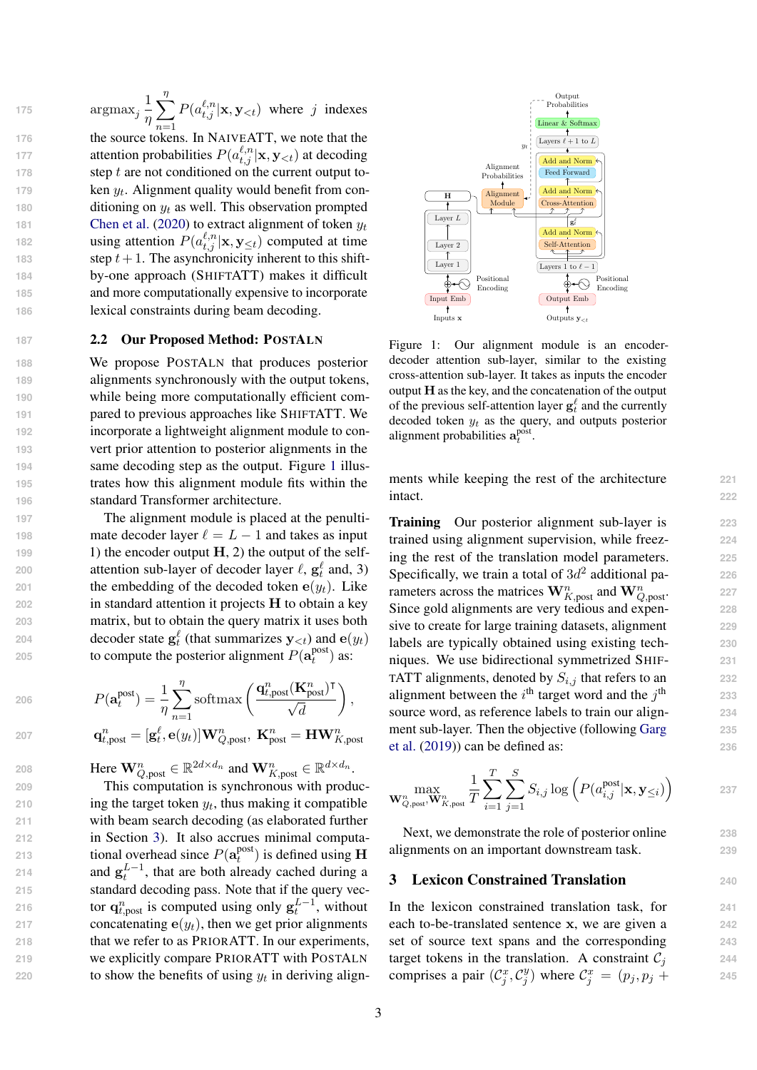$\text{argmax}_j \frac{1}{\eta}\sum_{n=1}^{\eta} P(a_{t,j}^{\ell,n}|\mathbf{x},\mathbf{y}_{<t})$ where $j$ indexes the source tokens. In NAIVEATT, we note that the attention probabilities $P(a_{t,j}^{\ell,n}|\mathbf{x},\mathbf{y}_{<t})$ at decoding step $t$ are not conditioned on the current output token $y_t$. Alignment quality would benefit from conditioning on $y_t$ as well. This observation prompted Chen et al. (2020) to extract alignment of token $y_t$ using attention $P(a_{t,j}^{\ell,n}|\mathbf{x},\mathbf{y}_{\leq t})$ computed at time step $t+1$. The asynchronicity inherent to this shift-by-one approach (SHIFTATT) makes it difficult and more computationally expensive to incorporate lexical constraints during beam decoding.

### 2.2 Our Proposed Method: POSTALN

We propose POSTALN that produces posterior alignments synchronously with the output tokens, while being more computationally efficient compared to previous approaches like SHIFTATT. We incorporate a lightweight alignment module to convert prior attention to posterior alignments in the same decoding step as the output. Figure 1 illustrates how this alignment module fits within the standard Transformer architecture.

The alignment module is placed at the penultimate decoder layer $\ell = L-1$ and takes as input 1) the encoder output $\mathbf{H}$, 2) the output of the self-attention sub-layer of decoder layer $\ell$, $\mathbf{g}_t^\ell$ and, 3) the embedding of the decoded token $\mathbf{e}(y_t)$. Like in standard attention it projects $\mathbf{H}$ to obtain a key matrix, but to obtain the query matrix it uses both decoder state $\mathbf{g}_t^\ell$ (that summarizes $\mathbf{y}_{<t}$) and $\mathbf{e}(y_t)$ to compute the posterior alignment $P(\mathbf{a}_t^{\text{post}})$ as:

$$P(\mathbf{a}_t^{\text{post}}) = \frac{1}{\eta}\sum_{n=1}^{\eta}\text{softmax}\left(\frac{\mathbf{q}_{t,\text{post}}^n(\mathbf{K}_{\text{post}}^n)^\intercal}{\sqrt{d}}\right),$$

$$\mathbf{q}_{t,\text{post}}^n = [\mathbf{g}_t^\ell, \mathbf{e}(y_t)]\mathbf{W}_{Q,\text{post}}^n,\ \mathbf{K}_{\text{post}}^n = \mathbf{H}\mathbf{W}_{K,\text{post}}^n$$

Here $\mathbf{W}_{Q,\text{post}}^n \in \mathbb{R}^{2d\times d_n}$ and $\mathbf{W}_{K,\text{post}}^n \in \mathbb{R}^{d\times d_n}$.

This computation is synchronous with producing the target token $y_t$, thus making it compatible with beam search decoding (as elaborated further in Section 3). It also accrues minimal computational overhead since $P(\mathbf{a}_t^{\text{post}})$ is defined using $\mathbf{H}$ and $\mathbf{g}_t^{L-1}$, that are both already cached during a standard decoding pass. Note that if the query vector $\mathbf{q}_{t,\text{post}}^n$ is computed using only $\mathbf{g}_t^{L-1}$, without concatenating $\mathbf{e}(y_t)$, then we get prior alignments that we refer to as PRIORATT. In our experiments, we explicitly compare PRIORATT with POSTALN to show the benefits of using $y_t$ in deriving alignments while keeping the rest of the architecture intact.

Figure 1: Our alignment module is an encoder-decoder attention sub-layer, similar to the existing cross-attention sub-layer. It takes as inputs the encoder output $\mathbf{H}$ as the key, and the concatenation of the output of the previous self-attention layer $\mathbf{g}_t^\ell$ and the currently decoded token $y_t$ as the query, and outputs posterior alignment probabilities $\mathbf{a}_t^{\text{post}}$.

**Training** Our posterior alignment sub-layer is trained using alignment supervision, while freezing the rest of the translation model parameters. Specifically, we train a total of $3d^2$ additional parameters across the matrices $\mathbf{W}_{K,\text{post}}^n$ and $\mathbf{W}_{Q,\text{post}}^n$. Since gold alignments are very tedious and expensive to create for large training datasets, alignment labels are typically obtained using existing techniques. We use bidirectional symmetrized SHIFTATT alignments, denoted by $S_{i,j}$ that refers to an alignment between the $i^{\text{th}}$ target word and the $j^{\text{th}}$ source word, as reference labels to train our alignment sub-layer. Then the objective (following Garg et al. (2019)) can be defined as:

$$\max_{\mathbf{W}_{Q,\text{post}}^n,\mathbf{W}_{K,\text{post}}^n} \frac{1}{T}\sum_{i=1}^{T}\sum_{j=1}^{S} S_{i,j}\log\left(P(a_{i,j}^{\text{post}}|\mathbf{x},\mathbf{y}_{\leq i})\right)$$

Next, we demonstrate the role of posterior online alignments on an important downstream task.

## 3 Lexicon Constrained Translation

In the lexicon constrained translation task, for each to-be-translated sentence $\mathbf{x}$, we are given a set of source text spans and the corresponding target tokens in the translation. A constraint $\mathcal{C}_j$ comprises a pair $(\mathcal{C}_j^x, \mathcal{C}_j^y)$ where $\mathcal{C}_j^x = (p_j, p_j +$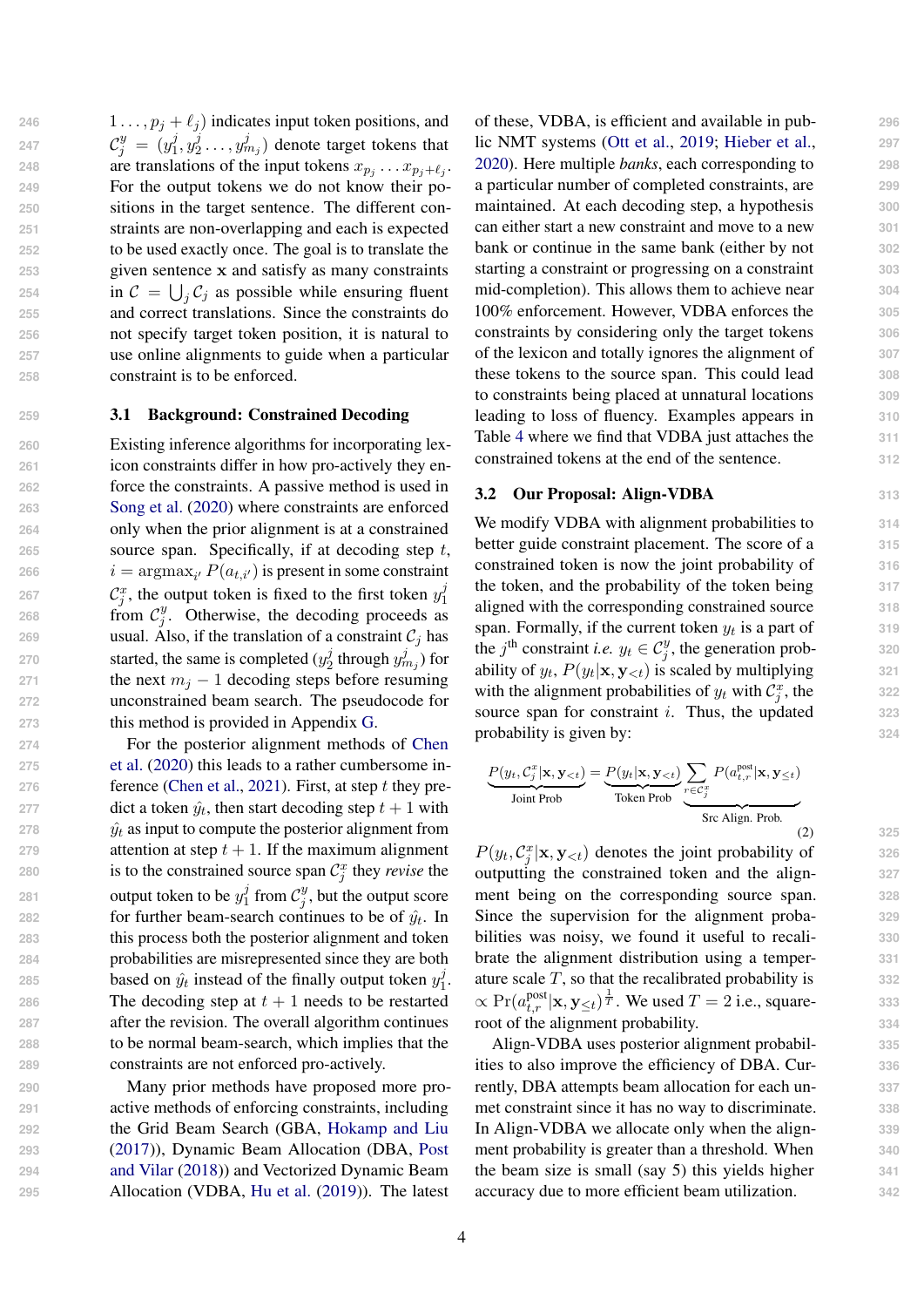$1 \ldots, p_j + \ell_j$) indicates input token positions, and $\mathcal{C}^y_j = (y^j_1, y^j_2 \ldots, y^j_{m_j})$ denote target tokens that are translations of the input tokens $x_{p_j} \ldots x_{p_j+\ell_j}$. For the output tokens we do not know their positions in the target sentence. The different constraints are non-overlapping and each is expected to be used exactly once. The goal is to translate the given sentence $\mathbf{x}$ and satisfy as many constraints in $\mathcal{C} = \bigcup_j \mathcal{C}_j$ as possible while ensuring fluent and correct translations. Since the constraints do not specify target token position, it is natural to use online alignments to guide when a particular constraint is to be enforced.

### 3.1 Background: Constrained Decoding

Existing inference algorithms for incorporating lexicon constraints differ in how pro-actively they enforce the constraints. A passive method is used in Song et al. (2020) where constraints are enforced only when the prior alignment is at a constrained source span. Specifically, if at decoding step $t$, $i = \text{argmax}_{i'} P(a_{t,i'})$ is present in some constraint $\mathcal{C}^x_j$, the output token is fixed to the first token $y^j_1$ from $\mathcal{C}^y_j$. Otherwise, the decoding proceeds as usual. Also, if the translation of a constraint $\mathcal{C}_j$ has started, the same is completed ($y^j_2$ through $y^j_{m_j}$) for the next $m_j - 1$ decoding steps before resuming unconstrained beam search. The pseudocode for this method is provided in Appendix G.

For the posterior alignment methods of Chen et al. (2020) this leads to a rather cumbersome inference (Chen et al., 2021). First, at step $t$ they predict a token $\hat{y}_t$, then start decoding step $t+1$ with $\hat{y}_t$ as input to compute the posterior alignment from attention at step $t+1$. If the maximum alignment is to the constrained source span $\mathcal{C}^x_j$ they *revise* the output token to be $y^j_1$ from $\mathcal{C}^y_j$, but the output score for further beam-search continues to be of $\hat{y}_t$. In this process both the posterior alignment and token probabilities are misrepresented since they are both based on $\hat{y}_t$ instead of the finally output token $y^j_1$. The decoding step at $t+1$ needs to be restarted after the revision. The overall algorithm continues to be normal beam-search, which implies that the constraints are not enforced pro-actively.

Many prior methods have proposed more pro-active methods of enforcing constraints, including the Grid Beam Search (GBA, Hokamp and Liu (2017)), Dynamic Beam Allocation (DBA, Post and Vilar (2018)) and Vectorized Dynamic Beam Allocation (VDBA, Hu et al. (2019)). The latest of these, VDBA, is efficient and available in public NMT systems (Ott et al., 2019; Hieber et al., 2020). Here multiple *banks*, each corresponding to a particular number of completed constraints, are maintained. At each decoding step, a hypothesis can either start a new constraint and move to a new bank or continue in the same bank (either by not starting a constraint or progressing on a constraint mid-completion). This allows them to achieve near 100% enforcement. However, VDBA enforces the constraints by considering only the target tokens of the lexicon and totally ignores the alignment of these tokens to the source span. This could lead to constraints being placed at unnatural locations leading to loss of fluency. Examples appears in Table 4 where we find that VDBA just attaches the constrained tokens at the end of the sentence.

### 3.2 Our Proposal: Align-VDBA

We modify VDBA with alignment probabilities to better guide constraint placement. The score of a constrained token is now the joint probability of the token, and the probability of the token being aligned with the corresponding constrained source span. Formally, if the current token $y_t$ is a part of the $j^{\text{th}}$ constraint *i.e.* $y_t \in \mathcal{C}^y_j$, the generation probability of $y_t$, $P(y_t|\mathbf{x}, \mathbf{y}_{<t})$ is scaled by multiplying with the alignment probabilities of $y_t$ with $\mathcal{C}^x_j$, the source span for constraint $i$. Thus, the updated probability is given by:

$$\underbrace{P(y_t, \mathcal{C}^x_j|\mathbf{x}, \mathbf{y}_{<t})}_{\text{Joint Prob}} = \underbrace{P(y_t|\mathbf{x}, \mathbf{y}_{<t})}_{\text{Token Prob}} \underbrace{\sum_{r \in \mathcal{C}^x_j} P(a^{\text{post}}_{t,r}|\mathbf{x}, \mathbf{y}_{\leq t})}_{\text{Src Align. Prob.}} \quad (2)$$

$P(y_t, \mathcal{C}^x_j|\mathbf{x}, \mathbf{y}_{<t})$ denotes the joint probability of outputting the constrained token and the alignment being on the corresponding source span. Since the supervision for the alignment probabilities was noisy, we found it useful to recalibrate the alignment distribution using a temperature scale $T$, so that the recalibrated probability is $\propto \Pr(a^{\text{post}}_{t,r}|\mathbf{x}, \mathbf{y}_{\leq t})^{\frac{1}{T}}$. We used $T = 2$ i.e., square-root of the alignment probability.

Align-VDBA uses posterior alignment probabilities to also improve the efficiency of DBA. Currently, DBA attempts beam allocation for each unmet constraint since it has no way to discriminate. In Align-VDBA we allocate only when the alignment probability is greater than a threshold. When the beam size is small (say 5) this yields higher accuracy due to more efficient beam utilization.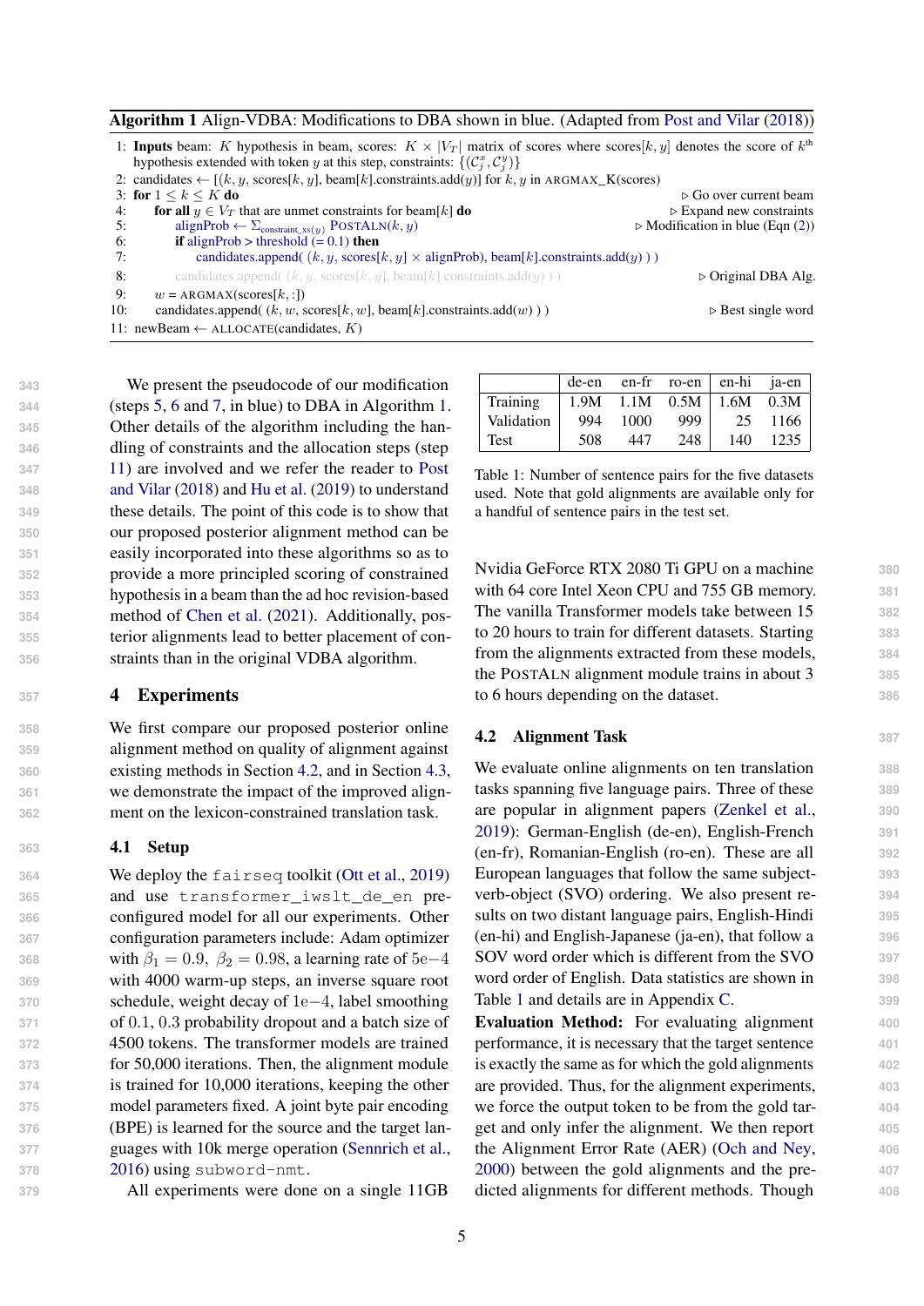**Algorithm 1** Align-VDBA: Modifications to DBA shown in blue. (Adapted from Post and Vilar (2018))

```
1: Inputs beam: K hypothesis in beam, scores: K × |V_T| matrix of scores where scores[k, y] denotes the score of k^th
   hypothesis extended with token y at this step, constraints: {(C_j^x, C_j^y)}
2: candidates ← [(k, y, scores[k, y], beam[k].constraints.add(y)] for k, y in ARGMAX_K(scores)
3: for 1 ≤ k ≤ K do                                                          ▷ Go over current beam
4:     for all y ∈ V_T that are unmet constraints for beam[k] do              ▷ Expand new constraints
5:         alignProb ← Σ_constraint_xs(y) POSTALN(k, y)                       ▷ Modification in blue (Eqn (2))
6:         if alignProb > threshold (= 0.1) then
7:             candidates.append( (k, y, scores[k, y] × alignProb), beam[k].constraints.add(y) ) )
8:         candidates.append( (k, y, scores[k, y], beam[k].constraints.add(y) ) )   ▷ Original DBA Alg.
9:     w = ARGMAX(scores[k, :])
10:    candidates.append( (k, w, scores[k, w], beam[k].constraints.add(w) ) )  ▷ Best single word
11: newBeam ← ALLOCATE(candidates, K)
```

We present the pseudocode of our modification (steps 5, 6 and 7, in blue) to DBA in Algorithm 1. Other details of the algorithm including the handling of constraints and the allocation steps (step 11) are involved and we refer the reader to Post and Vilar (2018) and Hu et al. (2019) to understand these details. The point of this code is to show that our proposed posterior alignment method can be easily incorporated into these algorithms so as to provide a more principled scoring of constrained hypothesis in a beam than the ad hoc revision-based method of Chen et al. (2021). Additionally, posterior alignments lead to better placement of constraints than in the original VDBA algorithm.

## 4 Experiments

We first compare our proposed posterior online alignment method on quality of alignment against existing methods in Section 4.2, and in Section 4.3, we demonstrate the impact of the improved alignment on the lexicon-constrained translation task.

### 4.1 Setup

We deploy the `fairseq` toolkit (Ott et al., 2019) and use `transformer_iwslt_de_en` preconfigured model for all our experiments. Other configuration parameters include: Adam optimizer with $\beta_1 = 0.9$, $\beta_2 = 0.98$, a learning rate of $5e{-4}$ with 4000 warm-up steps, an inverse square root schedule, weight decay of $1e{-4}$, label smoothing of 0.1, 0.3 probability dropout and a batch size of 4500 tokens. The transformer models are trained for 50,000 iterations. Then, the alignment module is trained for 10,000 iterations, keeping the other model parameters fixed. A joint byte pair encoding (BPE) is learned for the source and the target languages with 10k merge operation (Sennrich et al., 2016) using `subword-nmt`.

All experiments were done on a single 11GB Nvidia GeForce RTX 2080 Ti GPU on a machine with 64 core Intel Xeon CPU and 755 GB memory. The vanilla Transformer models take between 15 to 20 hours to train for different datasets. Starting from the alignments extracted from these models, the PostAln alignment module trains in about 3 to 6 hours depending on the dataset.

| | de-en | en-fr | ro-en | en-hi | ja-en |
|---|---|---|---|---|---|
| Training | 1.9M | 1.1M | 0.5M | 1.6M | 0.3M |
| Validation | 994 | 1000 | 999 | 25 | 1166 |
| Test | 508 | 447 | 248 | 140 | 1235 |

Table 1: Number of sentence pairs for the five datasets used. Note that gold alignments are available only for a handful of sentence pairs in the test set.

### 4.2 Alignment Task

We evaluate online alignments on ten translation tasks spanning five language pairs. Three of these are popular in alignment papers (Zenkel et al., 2019): German-English (de-en), English-French (en-fr), Romanian-English (ro-en). These are all European languages that follow the same subject-verb-object (SVO) ordering. We also present results on two distant language pairs, English-Hindi (en-hi) and English-Japanese (ja-en), that follow a SOV word order which is different from the SVO word order of English. Data statistics are shown in Table 1 and details are in Appendix C.

**Evaluation Method:** For evaluating alignment performance, it is necessary that the target sentence is exactly the same as for which the gold alignments are provided. Thus, for the alignment experiments, we force the output token to be from the gold target and only infer the alignment. We then report the Alignment Error Rate (AER) (Och and Ney, 2000) between the gold alignments and the predicted alignments for different methods. Though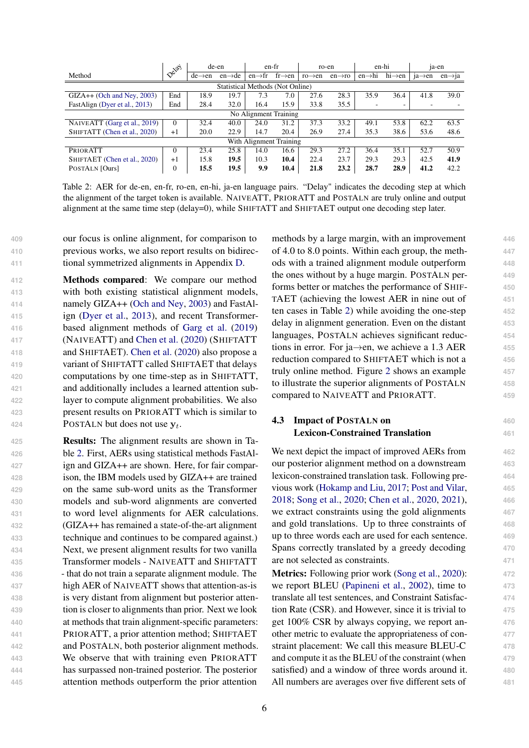| Method | Delay | de-en | | en-fr | | ro-en | | en-hi | | ja-en | |
|---|---|---|---|---|---|---|---|---|---|---|---|
| | | de→en | en→de | en→fr | fr→en | ro→en | en→ro | en→hi | hi→en | ja→en | en→ja |
| Statistical Methods (Not Online) | | | | | | | | | | | |
| GIZA++ (Och and Ney, 2003) | End | 18.9 | 19.7 | 7.3 | 7.0 | 27.6 | 28.3 | 35.9 | 36.4 | 41.8 | 39.0 |
| FastAlign (Dyer et al., 2013) | End | 28.4 | 32.0 | 16.4 | 15.9 | 33.8 | 35.5 | - | - | - | - |
| No Alignment Training | | | | | | | | | | | |
| NAIVEATT (Garg et al., 2019) | 0 | 32.4 | 40.0 | 24.0 | 31.2 | 37.3 | 33.2 | 49.1 | 53.8 | 62.2 | 63.5 |
| SHIFTATT (Chen et al., 2020) | +1 | 20.0 | 22.9 | 14.7 | 20.4 | 26.9 | 27.4 | 35.3 | 38.6 | 53.6 | 48.6 |
| With Alignment Training | | | | | | | | | | | |
| PRIORATT | 0 | 23.4 | 25.8 | 14.0 | 16.6 | 29.3 | 27.2 | 36.4 | 35.1 | 52.7 | 50.9 |
| SHIFTAET (Chen et al., 2020) | +1 | 15.8 | **19.5** | 10.3 | **10.4** | 22.4 | 23.7 | 29.3 | 29.3 | 42.5 | **41.9** |
| POSTALN [Ours] | 0 | **15.5** | **19.5** | **9.9** | **10.4** | **21.8** | **23.2** | **28.7** | **28.9** | **41.2** | 42.2 |

Table 2: AER for de-en, en-fr, ro-en, en-hi, ja-en language pairs. "Delay" indicates the decoding step at which the alignment of the target token is available. NAIVEATT, PRIORATT and POSTALN are truly online and output alignment at the same time step (delay=0), while SHIFTATT and SHIFTAET output one decoding step later.

our focus is online alignment, for comparison to previous works, we also report results on bidirectional symmetrized alignments in Appendix D.

**Methods compared**: We compare our method with both existing statistical alignment models, namely GIZA++ (Och and Ney, 2003) and FastAlign (Dyer et al., 2013), and recent Transformer-based alignment methods of Garg et al. (2019) (NAIVEATT) and Chen et al. (2020) (SHIFTATT and SHIFTAET). Chen et al. (2020) also propose a variant of SHIFTATT called SHIFTAET that delays computations by one time-step as in SHIFTATT, and additionally includes a learned attention sub-layer to compute alignment probabilities. We also present results on PRIORATT which is similar to POSTALN but does not use $\mathbf{y}_t$.

**Results:** The alignment results are shown in Table 2. First, AERs using statistical methods FastAlign and GIZA++ are shown. Here, for fair comparison, the IBM models used by GIZA++ are trained on the same sub-word units as the Transformer models and sub-word alignments are converted to word level alignments for AER calculations. (GIZA++ has remained a state-of-the-art alignment technique and continues to be compared against.) Next, we present alignment results for two vanilla Transformer models - NAIVEATT and SHIFTATT - that do not train a separate alignment module. The high AER of NAIVEATT shows that attention-as-is is very distant from alignment but posterior attention is closer to alignments than prior. Next we look at methods that train alignment-specific parameters: PRIORATT, a prior attention method; SHIFTAET and POSTALN, both posterior alignment methods. We observe that with training even PRIORATT has surpassed non-trained posterior. The posterior attention methods outperform the prior attention methods by a large margin, with an improvement of 4.0 to 8.0 points. Within each group, the methods with a trained alignment module outperform the ones without by a huge margin. POSTALN performs better or matches the performance of SHIFTAET (achieving the lowest AER in nine out of ten cases in Table 2) while avoiding the one-step delay in alignment generation. Even on the distant languages, POSTALN achieves significant reductions in error. For ja→en, we achieve a 1.3 AER reduction compared to SHIFTAET which is not a truly online method. Figure 2 shows an example to illustrate the superior alignments of POSTALN compared to NAIVEATT and PRIORATT.

### 4.3 Impact of POSTALN on Lexicon-Constrained Translation

We next depict the impact of improved AERs from our posterior alignment method on a downstream lexicon-constrained translation task. Following previous work (Hokamp and Liu, 2017; Post and Vilar, 2018; Song et al., 2020; Chen et al., 2020, 2021), we extract constraints using the gold alignments and gold translations. Up to three constraints of up to three words each are used for each sentence. Spans correctly translated by a greedy decoding are not selected as constraints.

**Metrics:** Following prior work (Song et al., 2020): we report BLEU (Papineni et al., 2002), time to translate all test sentences, and Constraint Satisfaction Rate (CSR). and However, since it is trivial to get 100% CSR by always copying, we report another metric to evaluate the appropriateness of constraint placement: We call this measure BLEU-C and compute it as the BLEU of the constraint (when satisfied) and a window of three words around it. All numbers are averages over five different sets of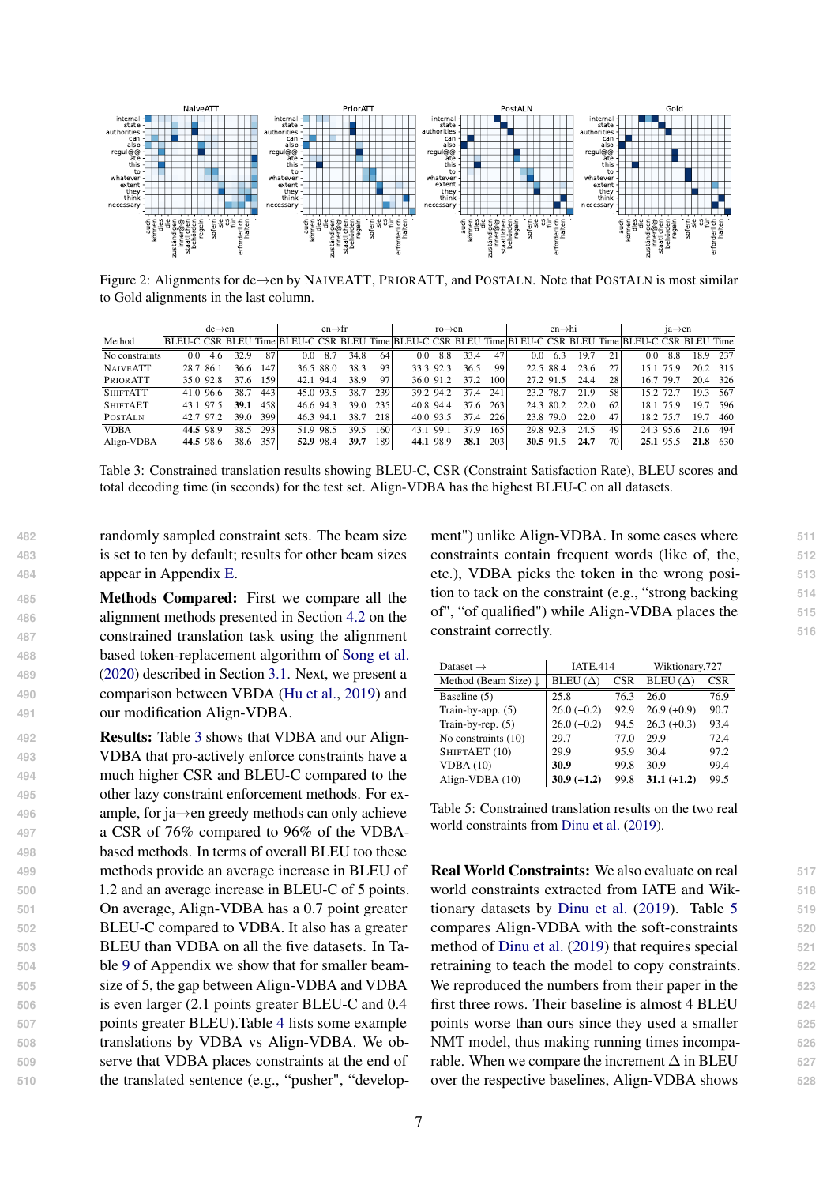Figure 2: Alignments for de→en by NAIVEATT, PRIORATT, and POSTALN. Note that POSTALN is most similar to Gold alignments in the last column.

| Method | de→en | | | | en→fr | | | | ro→en | | | | en→hi | | | | ja→en | | | |
|---|---|---|---|---|---|---|---|---|---|---|---|---|---|---|---|---|---|---|---|---|
| | BLEU-C | CSR | BLEU | Time | BLEU-C | CSR | BLEU | Time | BLEU-C | CSR | BLEU | Time | BLEU-C | CSR | BLEU | Time | BLEU-C | CSR | BLEU | Time |
| No constraints | 0.0 | 4.6 | 32.9 | 87 | 0.0 | 8.7 | 34.8 | 64 | 0.0 | 8.8 | 33.4 | 47 | 0.0 | 6.3 | 19.7 | 21 | 0.0 | 8.8 | 18.9 | 237 |
| NAIVEATT | 28.7 | 86.1 | 36.6 | 147 | 36.5 | 88.0 | 38.3 | 93 | 33.3 | 92.3 | 36.5 | 99 | 22.5 | 88.4 | 23.6 | 27 | 15.1 | 75.9 | 20.2 | 315 |
| PRIORATT | 35.0 | 92.8 | 37.6 | 159 | 42.1 | 94.4 | 38.9 | 97 | 36.0 | 91.2 | 37.2 | 100 | 27.2 | 91.5 | 24.4 | 28 | 16.7 | 79.7 | 20.4 | 326 |
| SHIFTATT | 41.0 | 96.6 | 38.7 | 443 | 45.0 | 93.5 | 38.7 | 239 | 39.2 | 94.2 | 37.4 | 241 | 23.2 | 78.7 | 21.9 | 58 | 15.2 | 72.7 | 19.3 | 567 |
| SHIFTAET | 43.1 | 97.5 | **39.1** | 458 | 46.6 | 94.3 | 39.0 | 235 | 40.8 | 94.4 | 37.6 | 263 | 24.3 | 80.2 | 22.0 | 62 | 18.1 | 75.9 | 19.7 | 596 |
| POSTALN | 42.7 | 97.2 | 39.0 | 399 | 46.3 | 94.1 | 38.7 | 218 | 40.0 | 93.5 | 37.4 | 226 | 23.8 | 79.0 | 22.0 | 47 | 18.2 | 75.7 | 19.7 | 460 |
| VDBA | **44.5** | 98.9 | 38.5 | 293 | 51.9 | 98.5 | 39.5 | 160 | 43.1 | 99.1 | 37.9 | 165 | 29.8 | 92.3 | 24.5 | 49 | 24.3 | 95.6 | 21.6 | 494 |
| Align-VDBA | **44.5** | 98.6 | 38.6 | 357 | **52.9** | 98.4 | **39.7** | 189 | **44.1** | 98.9 | **38.1** | 203 | **30.5** | 91.5 | **24.7** | 70 | **25.1** | 95.5 | **21.8** | 630 |

Table 3: Constrained translation results showing BLEU-C, CSR (Constraint Satisfaction Rate), BLEU scores and total decoding time (in seconds) for the test set. Align-VDBA has the highest BLEU-C on all datasets.

randomly sampled constraint sets. The beam size is set to ten by default; results for other beam sizes appear in Appendix E.

**Methods Compared:** First we compare all the alignment methods presented in Section 4.2 on the constrained translation task using the alignment based token-replacement algorithm of Song et al. (2020) described in Section 3.1. Next, we present a comparison between VBDA (Hu et al., 2019) and our modification Align-VDBA.

**Results:** Table 3 shows that VDBA and our Align-VDBA that pro-actively enforce constraints have a much higher CSR and BLEU-C compared to the other lazy constraint enforcement methods. For example, for ja→en greedy methods can only achieve a CSR of 76% compared to 96% of the VDBA-based methods. In terms of overall BLEU too these methods provide an average increase in BLEU of 1.2 and an average increase in BLEU-C of 5 points. On average, Align-VDBA has a 0.7 point greater BLEU-C compared to VDBA. It also has a greater BLEU than VDBA on all the five datasets. In Table 9 of Appendix we show that for smaller beam-size of 5, the gap between Align-VDBA and VDBA is even larger (2.1 points greater BLEU-C and 0.4 points greater BLEU).Table 4 lists some example translations by VDBA vs Align-VDBA. We observe that VDBA places constraints at the end of the translated sentence (e.g., "pusher", "development") unlike Align-VDBA. In some cases where constraints contain frequent words (like of, the, etc.), VDBA picks the token in the wrong position to tack on the constraint (e.g., "strong backing of", "of qualified") while Align-VDBA places the constraint correctly.

| Dataset → | IATE.414 | | Wiktionary.727 | |
|---|---|---|---|---|
| Method (Beam Size) ↓ | BLEU (Δ) | CSR | BLEU (Δ) | CSR |
| Baseline (5) | 25.8 | 76.3 | 26.0 | 76.9 |
| Train-by-app. (5) | 26.0 (+0.2) | 92.9 | 26.9 (+0.9) | 90.7 |
| Train-by-rep. (5) | 26.0 (+0.2) | 94.5 | 26.3 (+0.3) | 93.4 |
| No constraints (10) | 29.7 | 77.0 | 29.9 | 72.4 |
| SHIFTAET (10) | 29.9 | 95.9 | 30.4 | 97.2 |
| VDBA (10) | **30.9** | 99.8 | 30.9 | 99.4 |
| Align-VDBA (10) | **30.9 (+1.2)** | 99.8 | **31.1 (+1.2)** | 99.5 |

Table 5: Constrained translation results on the two real world constraints from Dinu et al. (2019).

**Real World Constraints:** We also evaluate on real world constraints extracted from IATE and Wiktionary datasets by Dinu et al. (2019). Table 5 compares Align-VDBA with the soft-constraints method of Dinu et al. (2019) that requires special retraining to teach the model to copy constraints. We reproduced the numbers from their paper in the first three rows. Their baseline is almost 4 BLEU points worse than ours since they used a smaller NMT model, thus making running times incomparable. When we compare the increment Δ in BLEU over the respective baselines, Align-VDBA shows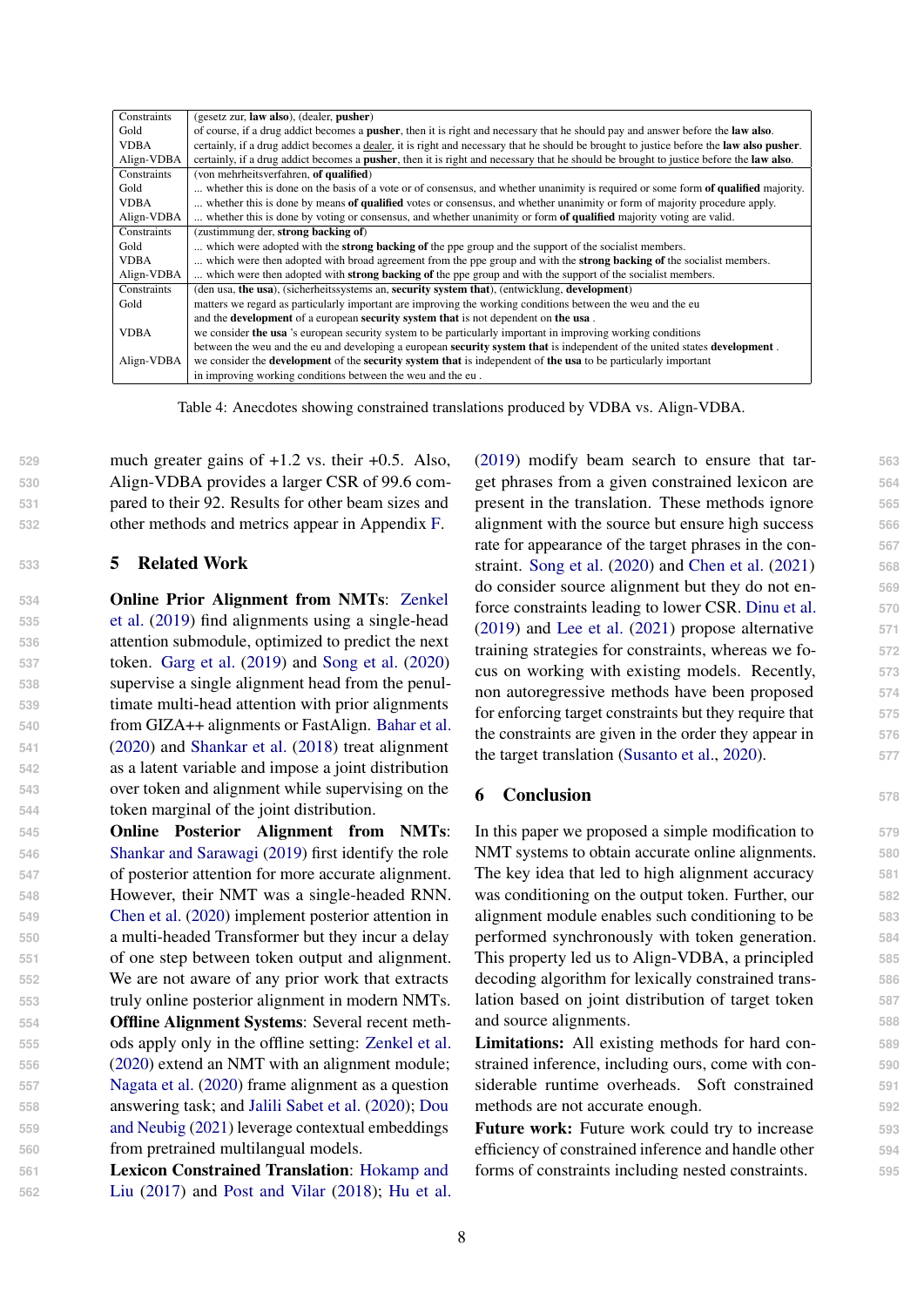| | |
|---|---|
| Constraints | (gesetz zur, **law also**), (dealer, **pusher**) |
| Gold | of course, if a drug addict becomes a **pusher**, then it is right and necessary that he should pay and answer before the **law also**. |
| VDBA | certainly, if a drug addict becomes a dealer, it is right and necessary that he should be brought to justice before the **law also pusher**. |
| Align-VDBA | certainly, if a drug addict becomes a **pusher**, then it is right and necessary that he should be brought to justice before the **law also**. |
| Constraints | (von mehrheitsverfahren, **of qualified**) |
| Gold | ... whether this is done on the basis of a vote or of consensus, and whether unanimity is required or some form **of qualified** majority. |
| VDBA | ... whether this is done by means **of qualified** votes or consensus, and whether unanimity or form of majority procedure apply. |
| Align-VDBA | ... whether this is done by voting or consensus, and whether unanimity or form **of qualified** majority voting are valid. |
| Constraints | (zustimmung der, **strong backing of**) |
| Gold | ... which were adopted with the **strong backing of** the ppe group and the support of the socialist members. |
| VDBA | ... which were then adopted with broad agreement from the ppe group and with the **strong backing of** the socialist members. |
| Align-VDBA | ... which were then adopted with **strong backing of** the ppe group and with the support of the socialist members. |
| Constraints | (den usa, **the usa**), (sicherheitssystems an, **security system that**), (entwicklung, **development**) |
| Gold | matters we regard as particularly important are improving the working conditions between the weu and the eu and the **development** of a european **security system that** is not dependent on **the usa** . |
| VDBA | we consider **the usa** 's european security system to be particularly important in improving working conditions between the weu and the eu and developing a european **security system that** is independent of the united states **development** . |
| Align-VDBA | we consider the **development** of the **security system that** is independent of **the usa** to be particularly important in improving working conditions between the weu and the eu . |

Table 4: Anecdotes showing constrained translations produced by VDBA vs. Align-VDBA.

much greater gains of +1.2 vs. their +0.5. Also, Align-VDBA provides a larger CSR of 99.6 compared to their 92. Results for other beam sizes and other methods and metrics appear in Appendix F.

## 5 Related Work

**Online Prior Alignment from NMTs**: Zenkel et al. (2019) find alignments using a single-head attention submodule, optimized to predict the next token. Garg et al. (2019) and Song et al. (2020) supervise a single alignment head from the penultimate multi-head attention with prior alignments from GIZA++ alignments or FastAlign. Bahar et al. (2020) and Shankar et al. (2018) treat alignment as a latent variable and impose a joint distribution over token and alignment while supervising on the token marginal of the joint distribution.

**Online Posterior Alignment from NMTs**: Shankar and Sarawagi (2019) first identify the role of posterior attention for more accurate alignment. However, their NMT was a single-headed RNN. Chen et al. (2020) implement posterior attention in a multi-headed Transformer but they incur a delay of one step between token output and alignment. We are not aware of any prior work that extracts truly online posterior alignment in modern NMTs.

**Offline Alignment Systems**: Several recent methods apply only in the offline setting: Zenkel et al. (2020) extend an NMT with an alignment module; Nagata et al. (2020) frame alignment as a question answering task; and Jalili Sabet et al. (2020); Dou and Neubig (2021) leverage contextual embeddings from pretrained multilingual models.

**Lexicon Constrained Translation**: Hokamp and Liu (2017) and Post and Vilar (2018); Hu et al. (2019) modify beam search to ensure that target phrases from a given constrained lexicon are present in the translation. These methods ignore alignment with the source but ensure high success rate for appearance of the target phrases in the constraint. Song et al. (2020) and Chen et al. (2021) do consider source alignment but they do not enforce constraints leading to lower CSR. Dinu et al. (2019) and Lee et al. (2021) propose alternative training strategies for constraints, whereas we focus on working with existing models. Recently, non autoregressive methods have been proposed for enforcing target constraints but they require that the constraints are given in the order they appear in the target translation (Susanto et al., 2020).

## 6 Conclusion

In this paper we proposed a simple modification to NMT systems to obtain accurate online alignments. The key idea that led to high alignment accuracy was conditioning on the output token. Further, our alignment module enables such conditioning to be performed synchronously with token generation. This property led us to Align-VDBA, a principled decoding algorithm for lexically constrained translation based on joint distribution of target token and source alignments.

**Limitations:** All existing methods for hard constrained inference, including ours, come with considerable runtime overheads. Soft constrained methods are not accurate enough.

**Future work:** Future work could try to increase efficiency of constrained inference and handle other forms of constraints including nested constraints.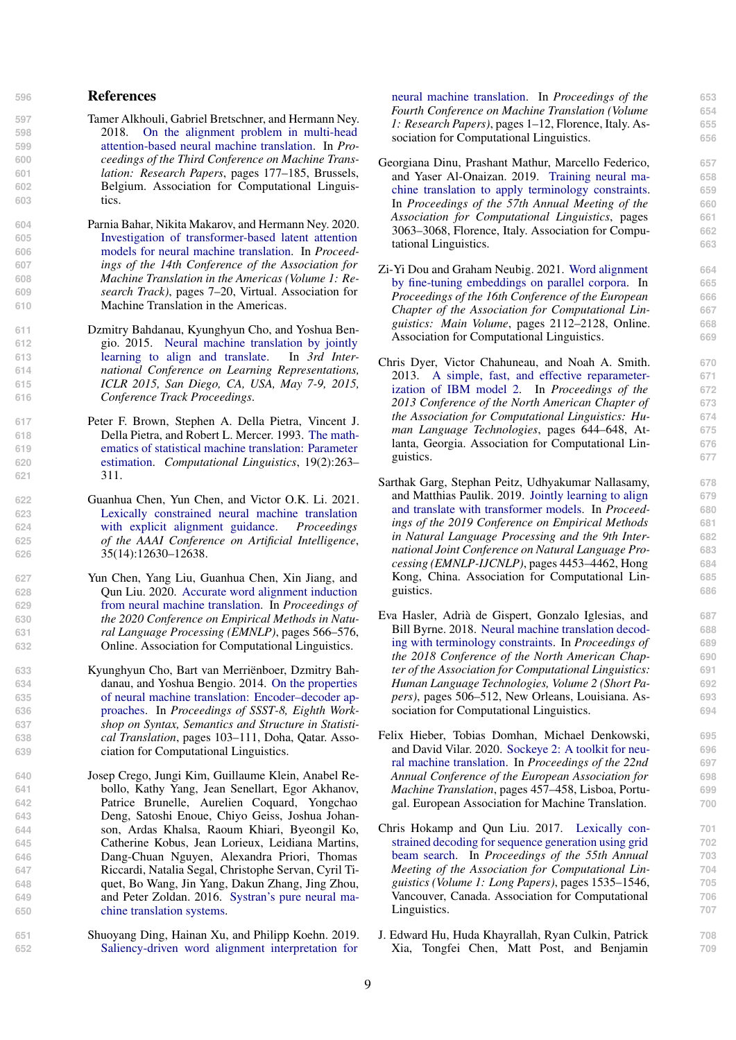## References

Tamer Alkhouli, Gabriel Bretschner, and Hermann Ney. 2018. On the alignment problem in multi-head attention-based neural machine translation. In *Proceedings of the Third Conference on Machine Translation: Research Papers*, pages 177–185, Brussels, Belgium. Association for Computational Linguistics.

Parnia Bahar, Nikita Makarov, and Hermann Ney. 2020. Investigation of transformer-based latent attention models for neural machine translation. In *Proceedings of the 14th Conference of the Association for Machine Translation in the Americas (Volume 1: Research Track)*, pages 7–20, Virtual. Association for Machine Translation in the Americas.

Dzmitry Bahdanau, Kyunghyun Cho, and Yoshua Bengio. 2015. Neural machine translation by jointly learning to align and translate. In *3rd International Conference on Learning Representations, ICLR 2015, San Diego, CA, USA, May 7-9, 2015, Conference Track Proceedings*.

Peter F. Brown, Stephen A. Della Pietra, Vincent J. Della Pietra, and Robert L. Mercer. 1993. The mathematics of statistical machine translation: Parameter estimation. *Computational Linguistics*, 19(2):263–311.

Guanhua Chen, Yun Chen, and Victor O.K. Li. 2021. Lexically constrained neural machine translation with explicit alignment guidance. *Proceedings of the AAAI Conference on Artificial Intelligence*, 35(14):12630–12638.

Yun Chen, Yang Liu, Guanhua Chen, Xin Jiang, and Qun Liu. 2020. Accurate word alignment induction from neural machine translation. In *Proceedings of the 2020 Conference on Empirical Methods in Natural Language Processing (EMNLP)*, pages 566–576, Online. Association for Computational Linguistics.

Kyunghyun Cho, Bart van Merriënboer, Dzmitry Bahdanau, and Yoshua Bengio. 2014. On the properties of neural machine translation: Encoder–decoder approaches. In *Proceedings of SSST-8, Eighth Workshop on Syntax, Semantics and Structure in Statistical Translation*, pages 103–111, Doha, Qatar. Association for Computational Linguistics.

Josep Crego, Jungi Kim, Guillaume Klein, Anabel Rebollo, Kathy Yang, Jean Senellart, Egor Akhanov, Patrice Brunelle, Aurelien Coquard, Yongchao Deng, Satoshi Enoue, Chiyo Geiss, Joshua Johanson, Ardas Khalsa, Raoum Khiari, Byeongil Ko, Catherine Kobus, Jean Lorieux, Leidiana Martins, Dang-Chuan Nguyen, Alexandra Priori, Thomas Riccardi, Natalia Segal, Christophe Servan, Cyril Tiquet, Bo Wang, Jin Yang, Dakun Zhang, Jing Zhou, and Peter Zoldan. 2016. Systran's pure neural machine translation systems.

Shuoyang Ding, Hainan Xu, and Philipp Koehn. 2019. Saliency-driven word alignment interpretation for neural machine translation. In *Proceedings of the Fourth Conference on Machine Translation (Volume 1: Research Papers)*, pages 1–12, Florence, Italy. Association for Computational Linguistics.

Georgiana Dinu, Prashant Mathur, Marcello Federico, and Yaser Al-Onaizan. 2019. Training neural machine translation to apply terminology constraints. In *Proceedings of the 57th Annual Meeting of the Association for Computational Linguistics*, pages 3063–3068, Florence, Italy. Association for Computational Linguistics.

Zi-Yi Dou and Graham Neubig. 2021. Word alignment by fine-tuning embeddings on parallel corpora. In *Proceedings of the 16th Conference of the European Chapter of the Association for Computational Linguistics: Main Volume*, pages 2112–2128, Online. Association for Computational Linguistics.

Chris Dyer, Victor Chahuneau, and Noah A. Smith. 2013. A simple, fast, and effective reparameterization of IBM model 2. In *Proceedings of the 2013 Conference of the North American Chapter of the Association for Computational Linguistics: Human Language Technologies*, pages 644–648, Atlanta, Georgia. Association for Computational Linguistics.

Sarthak Garg, Stephan Peitz, Udhyakumar Nallasamy, and Matthias Paulik. 2019. Jointly learning to align and translate with transformer models. In *Proceedings of the 2019 Conference on Empirical Methods in Natural Language Processing and the 9th International Joint Conference on Natural Language Processing (EMNLP-IJCNLP)*, pages 4453–4462, Hong Kong, China. Association for Computational Linguistics.

Eva Hasler, Adrià de Gispert, Gonzalo Iglesias, and Bill Byrne. 2018. Neural machine translation decoding with terminology constraints. In *Proceedings of the 2018 Conference of the North American Chapter of the Association for Computational Linguistics: Human Language Technologies, Volume 2 (Short Papers)*, pages 506–512, New Orleans, Louisiana. Association for Computational Linguistics.

Felix Hieber, Tobias Domhan, Michael Denkowski, and David Vilar. 2020. Sockeye 2: A toolkit for neural machine translation. In *Proceedings of the 22nd Annual Conference of the European Association for Machine Translation*, pages 457–458, Lisboa, Portugal. European Association for Machine Translation.

Chris Hokamp and Qun Liu. 2017. Lexically constrained decoding for sequence generation using grid beam search. In *Proceedings of the 55th Annual Meeting of the Association for Computational Linguistics (Volume 1: Long Papers)*, pages 1535–1546, Vancouver, Canada. Association for Computational Linguistics.

J. Edward Hu, Huda Khayrallah, Ryan Culkin, Patrick Xia, Tongfei Chen, Matt Post, and Benjamin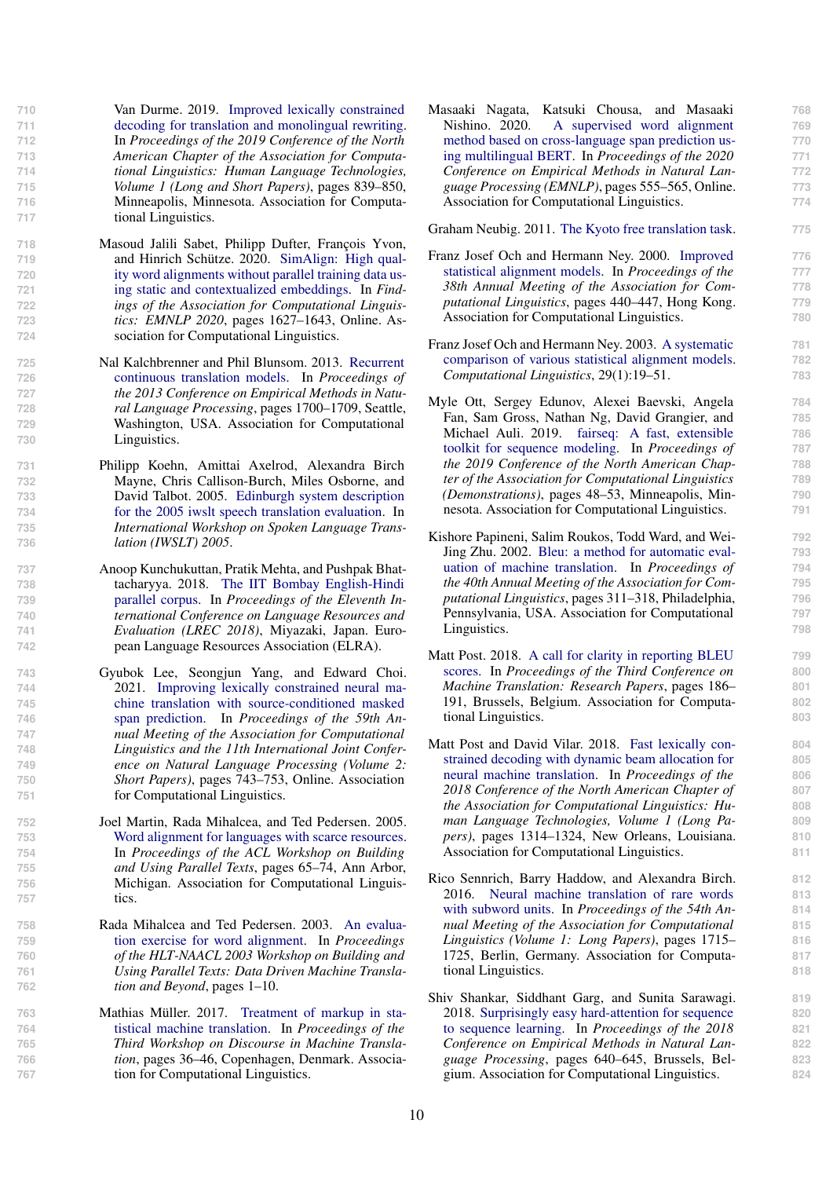Van Durme. 2019. Improved lexically constrained decoding for translation and monolingual rewriting. In *Proceedings of the 2019 Conference of the North American Chapter of the Association for Computational Linguistics: Human Language Technologies, Volume 1 (Long and Short Papers)*, pages 839–850, Minneapolis, Minnesota. Association for Computational Linguistics.

Masoud Jalili Sabet, Philipp Dufter, François Yvon, and Hinrich Schütze. 2020. SimAlign: High quality word alignments without parallel training data using static and contextualized embeddings. In *Findings of the Association for Computational Linguistics: EMNLP 2020*, pages 1627–1643, Online. Association for Computational Linguistics.

Nal Kalchbrenner and Phil Blunsom. 2013. Recurrent continuous translation models. In *Proceedings of the 2013 Conference on Empirical Methods in Natural Language Processing*, pages 1700–1709, Seattle, Washington, USA. Association for Computational Linguistics.

Philipp Koehn, Amittai Axelrod, Alexandra Birch Mayne, Chris Callison-Burch, Miles Osborne, and David Talbot. 2005. Edinburgh system description for the 2005 iwslt speech translation evaluation. In *International Workshop on Spoken Language Translation (IWSLT) 2005*.

Anoop Kunchukuttan, Pratik Mehta, and Pushpak Bhattacharyya. 2018. The IIT Bombay English-Hindi parallel corpus. In *Proceedings of the Eleventh International Conference on Language Resources and Evaluation (LREC 2018)*, Miyazaki, Japan. European Language Resources Association (ELRA).

Gyubok Lee, Seongjun Yang, and Edward Choi. 2021. Improving lexically constrained neural machine translation with source-conditioned masked span prediction. In *Proceedings of the 59th Annual Meeting of the Association for Computational Linguistics and the 11th International Joint Conference on Natural Language Processing (Volume 2: Short Papers)*, pages 743–753, Online. Association for Computational Linguistics.

Joel Martin, Rada Mihalcea, and Ted Pedersen. 2005. Word alignment for languages with scarce resources. In *Proceedings of the ACL Workshop on Building and Using Parallel Texts*, pages 65–74, Ann Arbor, Michigan. Association for Computational Linguistics.

Rada Mihalcea and Ted Pedersen. 2003. An evaluation exercise for word alignment. In *Proceedings of the HLT-NAACL 2003 Workshop on Building and Using Parallel Texts: Data Driven Machine Translation and Beyond*, pages 1–10.

Mathias Müller. 2017. Treatment of markup in statistical machine translation. In *Proceedings of the Third Workshop on Discourse in Machine Translation*, pages 36–46, Copenhagen, Denmark. Association for Computational Linguistics.

Masaaki Nagata, Katsuki Chousa, and Masaaki Nishino. 2020. A supervised word alignment method based on cross-language span prediction using multilingual BERT. In *Proceedings of the 2020 Conference on Empirical Methods in Natural Language Processing (EMNLP)*, pages 555–565, Online. Association for Computational Linguistics.

Graham Neubig. 2011. The Kyoto free translation task.

Franz Josef Och and Hermann Ney. 2000. Improved statistical alignment models. In *Proceedings of the 38th Annual Meeting of the Association for Computational Linguistics*, pages 440–447, Hong Kong. Association for Computational Linguistics.

Franz Josef Och and Hermann Ney. 2003. A systematic comparison of various statistical alignment models. *Computational Linguistics*, 29(1):19–51.

Myle Ott, Sergey Edunov, Alexei Baevski, Angela Fan, Sam Gross, Nathan Ng, David Grangier, and Michael Auli. 2019. fairseq: A fast, extensible toolkit for sequence modeling. In *Proceedings of the 2019 Conference of the North American Chapter of the Association for Computational Linguistics (Demonstrations)*, pages 48–53, Minneapolis, Minnesota. Association for Computational Linguistics.

Kishore Papineni, Salim Roukos, Todd Ward, and Wei-Jing Zhu. 2002. Bleu: a method for automatic evaluation of machine translation. In *Proceedings of the 40th Annual Meeting of the Association for Computational Linguistics*, pages 311–318, Philadelphia, Pennsylvania, USA. Association for Computational Linguistics.

Matt Post. 2018. A call for clarity in reporting BLEU scores. In *Proceedings of the Third Conference on Machine Translation: Research Papers*, pages 186–191, Brussels, Belgium. Association for Computational Linguistics.

Matt Post and David Vilar. 2018. Fast lexically constrained decoding with dynamic beam allocation for neural machine translation. In *Proceedings of the 2018 Conference of the North American Chapter of the Association for Computational Linguistics: Human Language Technologies, Volume 1 (Long Papers)*, pages 1314–1324, New Orleans, Louisiana. Association for Computational Linguistics.

Rico Sennrich, Barry Haddow, and Alexandra Birch. 2016. Neural machine translation of rare words with subword units. In *Proceedings of the 54th Annual Meeting of the Association for Computational Linguistics (Volume 1: Long Papers)*, pages 1715–1725, Berlin, Germany. Association for Computational Linguistics.

Shiv Shankar, Siddhant Garg, and Sunita Sarawagi. 2018. Surprisingly easy hard-attention for sequence to sequence learning. In *Proceedings of the 2018 Conference on Empirical Methods in Natural Language Processing*, pages 640–645, Brussels, Belgium. Association for Computational Linguistics.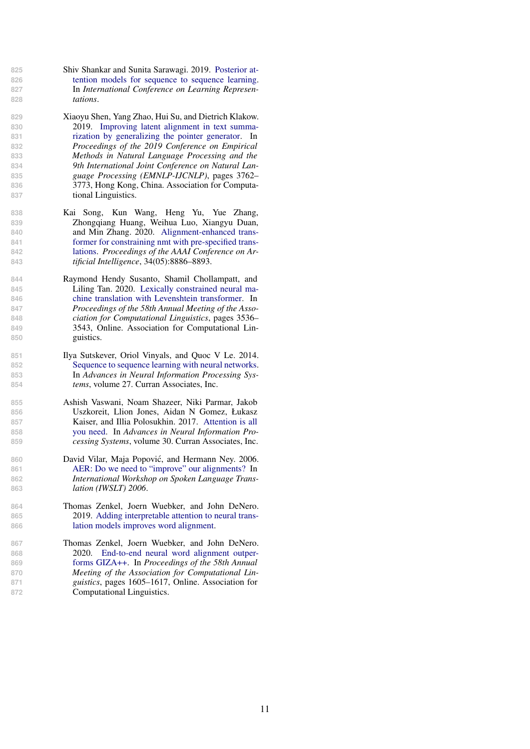Shiv Shankar and Sunita Sarawagi. 2019. Posterior attention models for sequence to sequence learning. In *International Conference on Learning Representations*.

Xiaoyu Shen, Yang Zhao, Hui Su, and Dietrich Klakow. 2019. Improving latent alignment in text summarization by generalizing the pointer generator. In *Proceedings of the 2019 Conference on Empirical Methods in Natural Language Processing and the 9th International Joint Conference on Natural Language Processing (EMNLP-IJCNLP)*, pages 3762–3773, Hong Kong, China. Association for Computational Linguistics.

Kai Song, Kun Wang, Heng Yu, Yue Zhang, Zhongqiang Huang, Weihua Luo, Xiangyu Duan, and Min Zhang. 2020. Alignment-enhanced transformer for constraining nmt with pre-specified translations. *Proceedings of the AAAI Conference on Artificial Intelligence*, 34(05):8886–8893.

Raymond Hendy Susanto, Shamil Chollampatt, and Liling Tan. 2020. Lexically constrained neural machine translation with Levenshtein transformer. In *Proceedings of the 58th Annual Meeting of the Association for Computational Linguistics*, pages 3536–3543, Online. Association for Computational Linguistics.

Ilya Sutskever, Oriol Vinyals, and Quoc V Le. 2014. Sequence to sequence learning with neural networks. In *Advances in Neural Information Processing Systems*, volume 27. Curran Associates, Inc.

Ashish Vaswani, Noam Shazeer, Niki Parmar, Jakob Uszkoreit, Llion Jones, Aidan N Gomez, Łukasz Kaiser, and Illia Polosukhin. 2017. Attention is all you need. In *Advances in Neural Information Processing Systems*, volume 30. Curran Associates, Inc.

David Vilar, Maja Popović, and Hermann Ney. 2006. AER: Do we need to "improve" our alignments? In *International Workshop on Spoken Language Translation (IWSLT) 2006*.

Thomas Zenkel, Joern Wuebker, and John DeNero. 2019. Adding interpretable attention to neural translation models improves word alignment.

Thomas Zenkel, Joern Wuebker, and John DeNero. 2020. End-to-end neural word alignment outperforms GIZA++. In *Proceedings of the 58th Annual Meeting of the Association for Computational Linguistics*, pages 1605–1617, Online. Association for Computational Linguistics.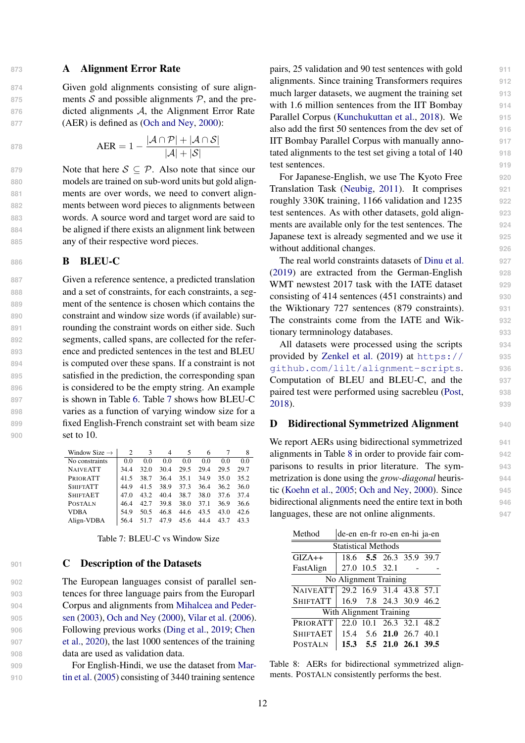## A Alignment Error Rate

Given gold alignments consisting of sure alignments $\mathcal{S}$ and possible alignments $\mathcal{P}$, and the predicted alignments $\mathcal{A}$, the Alignment Error Rate (AER) is defined as (Och and Ney, 2000):

$$\text{AER} = 1 - \frac{|\mathcal{A} \cap \mathcal{P}| + |\mathcal{A} \cap \mathcal{S}|}{|\mathcal{A}| + |\mathcal{S}|}$$

Note that here $\mathcal{S} \subseteq \mathcal{P}$. Also note that since our models are trained on sub-word units but gold alignments are over words, we need to convert alignments between word pieces to alignments between words. A source word and target word are said to be aligned if there exists an alignment link between any of their respective word pieces.

## B BLEU-C

Given a reference sentence, a predicted translation and a set of constraints, for each constraints, a segment of the sentence is chosen which contains the constraint and window size words (if available) surrounding the constraint words on either side. Such segments, called spans, are collected for the reference and predicted sentences in the test and BLEU is computed over these spans. If a constraint is not satisfied in the prediction, the corresponding span is considered to be the empty string. An example is shown in Table 6. Table 7 shows how BLEU-C varies as a function of varying window size for a fixed English-French constraint set with beam size set to 10.

| Window Size → | 2 | 3 | 4 | 5 | 6 | 7 | 8 |
|---|---|---|---|---|---|---|---|
| No constraints | 0.0 | 0.0 | 0.0 | 0.0 | 0.0 | 0.0 | 0.0 |
| NaiveAtt | 34.4 | 32.0 | 30.4 | 29.5 | 29.4 | 29.5 | 29.7 |
| PriorAtt | 41.5 | 38.7 | 36.4 | 35.1 | 34.9 | 35.0 | 35.2 |
| ShiftAtt | 44.9 | 41.5 | 38.9 | 37.3 | 36.4 | 36.2 | 36.0 |
| ShiftAET | 47.0 | 43.2 | 40.4 | 38.7 | 38.0 | 37.6 | 37.4 |
| PostAln | 46.4 | 42.7 | 39.8 | 38.0 | 37.1 | 36.9 | 36.6 |
| VDBA | 54.9 | 50.5 | 46.8 | 44.6 | 43.5 | 43.0 | 42.6 |
| Align-VDBA | 56.4 | 51.7 | 47.9 | 45.6 | 44.4 | 43.7 | 43.3 |

Table 7: BLEU-C vs Window Size

## C Description of the Datasets

The European languages consist of parallel sentences for three language pairs from the Europarl Corpus and alignments from Mihalcea and Pedersen (2003), Och and Ney (2000), Vilar et al. (2006). Following previous works (Ding et al., 2019; Chen et al., 2020), the last 1000 sentences of the training data are used as validation data.

For English-Hindi, we use the dataset from Martin et al. (2005) consisting of 3440 training sentence pairs, 25 validation and 90 test sentences with gold alignments. Since training Transformers requires much larger datasets, we augment the training set with 1.6 million sentences from the IIT Bombay Parallel Corpus (Kunchukuttan et al., 2018). We also add the first 50 sentences from the dev set of IIT Bombay Parallel Corpus with manually annotated alignments to the test set giving a total of 140 test sentences.

For Japanese-English, we use The Kyoto Free Translation Task (Neubig, 2011). It comprises roughly 330K training, 1166 validation and 1235 test sentences. As with other datasets, gold alignments are available only for the test sentences. The Japanese text is already segmented and we use it without additional changes.

The real world constraints datasets of Dinu et al. (2019) are extracted from the German-English WMT newstest 2017 task with the IATE dataset consisting of 414 sentences (451 constraints) and the Wiktionary 727 sentences (879 constraints). The constraints come from the IATE and Wiktionary termninology databases.

All datasets were processed using the scripts provided by Zenkel et al. (2019) at https://github.com/lilt/alignment-scripts. Computation of BLEU and BLEU-C, and the paired test were performed using sacrebleu (Post, 2018).

## D Bidirectional Symmetrized Alignment

We report AERs using bidirectional symmetrized alignments in Table 8 in order to provide fair comparisons to results in prior literature. The symmetrization is done using the *grow-diagonal* heuristic (Koehn et al., 2005; Och and Ney, 2000). Since bidirectional alignments need the entire text in both languages, these are not online alignments.

| Method | de-en | en-fr | ro-en | en-hi | ja-en |
|---|---|---|---|---|---|
| *Statistical Methods* | | | | | |
| GIZA++ | 18.6 | **5.5** | 26.3 | 35.9 | 39.7 |
| FastAlign | 27.0 | 10.5 | 32.1 | - | - |
| *No Alignment Training* | | | | | |
| NaiveAtt | 29.2 | 16.9 | 31.4 | 43.8 | 57.1 |
| ShiftAtt | 16.9 | 7.8 | 24.3 | 30.9 | 46.2 |
| *With Alignment Training* | | | | | |
| PriorAtt | 22.0 | 10.1 | 26.3 | 32.1 | 48.2 |
| ShiftAET | 15.4 | 5.6 | **21.0** | 26.7 | 40.1 |
| PostAln | **15.3** | **5.5** | **21.0** | **26.1** | **39.5** |

Table 8: AERs for bidirectional symmetrized alignments. PostAln consistently performs the best.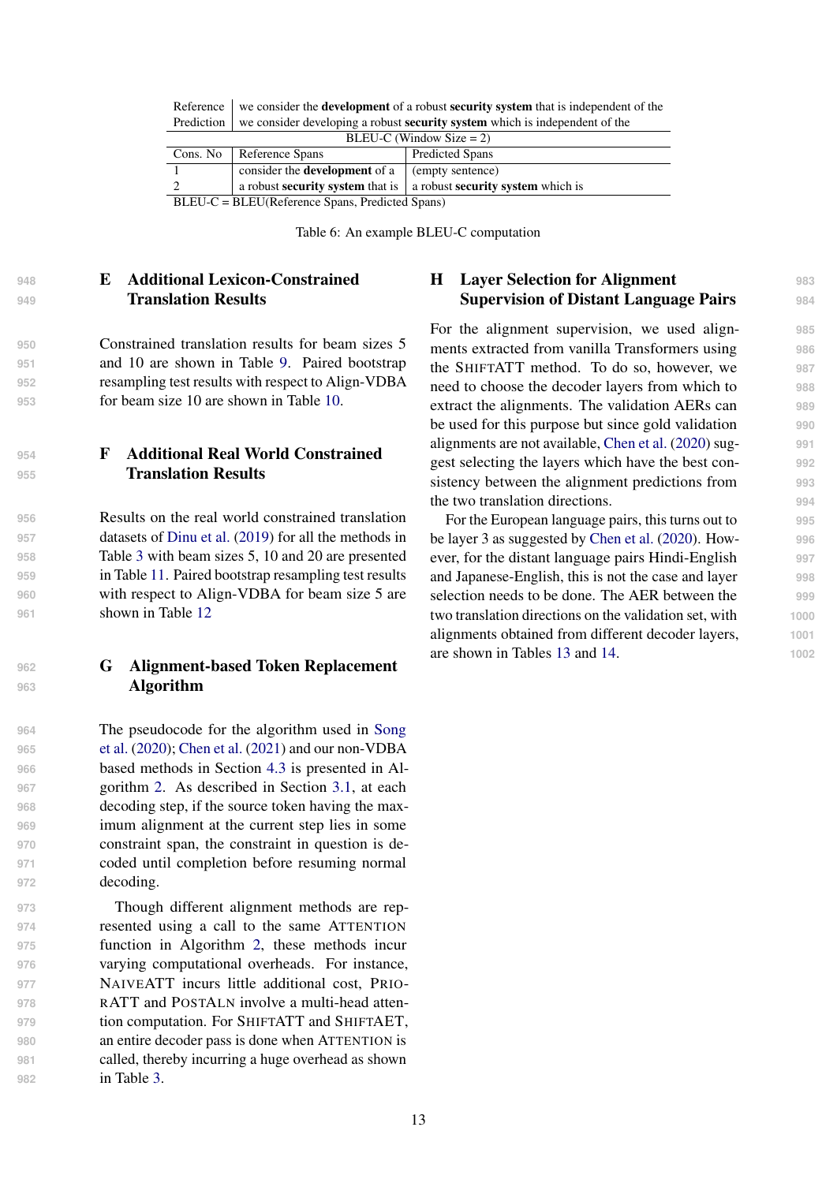| Reference | we consider the **development** of a robust **security system** that is independent of the |
|---|---|
| Prediction | we consider developing a robust **security system** which is independent of the |

BLEU-C (Window Size = 2)

| Cons. No | Reference Spans | Predicted Spans |
|---|---|---|
| 1 | consider the **development** of a | (empty sentence) |
| 2 | a robust **security system** that is | a robust **security system** which is |

BLEU-C = BLEU(Reference Spans, Predicted Spans)

Table 6: An example BLEU-C computation

## E Additional Lexicon-Constrained Translation Results

Constrained translation results for beam sizes 5 and 10 are shown in Table 9. Paired bootstrap resampling test results with respect to Align-VDBA for beam size 10 are shown in Table 10.

## F Additional Real World Constrained Translation Results

Results on the real world constrained translation datasets of Dinu et al. (2019) for all the methods in Table 3 with beam sizes 5, 10 and 20 are presented in Table 11. Paired bootstrap resampling test results with respect to Align-VDBA for beam size 5 are shown in Table 12

## G Alignment-based Token Replacement Algorithm

The pseudocode for the algorithm used in Song et al. (2020); Chen et al. (2021) and our non-VDBA based methods in Section 4.3 is presented in Algorithm 2. As described in Section 3.1, at each decoding step, if the source token having the maximum alignment at the current step lies in some constraint span, the constraint in question is decoded until completion before resuming normal decoding.

Though different alignment methods are represented using a call to the same ATTENTION function in Algorithm 2, these methods incur varying computational overheads. For instance, NAIVEATT incurs little additional cost, PRIORATT and POSTALN involve a multi-head attention computation. For SHIFTATT and SHIFTAET, an entire decoder pass is done when ATTENTION is called, thereby incurring a huge overhead as shown in Table 3.

## H Layer Selection for Alignment Supervision of Distant Language Pairs

For the alignment supervision, we used alignments extracted from vanilla Transformers using the SHIFTATT method. To do so, however, we need to choose the decoder layers from which to extract the alignments. The validation AERs can be used for this purpose but since gold validation alignments are not available, Chen et al. (2020) suggest selecting the layers which have the best consistency between the alignment predictions from the two translation directions.

For the European language pairs, this turns out to be layer 3 as suggested by Chen et al. (2020). However, for the distant language pairs Hindi-English and Japanese-English, this is not the case and layer selection needs to be done. The AER between the two translation directions on the validation set, with alignments obtained from different decoder layers, are shown in Tables 13 and 14.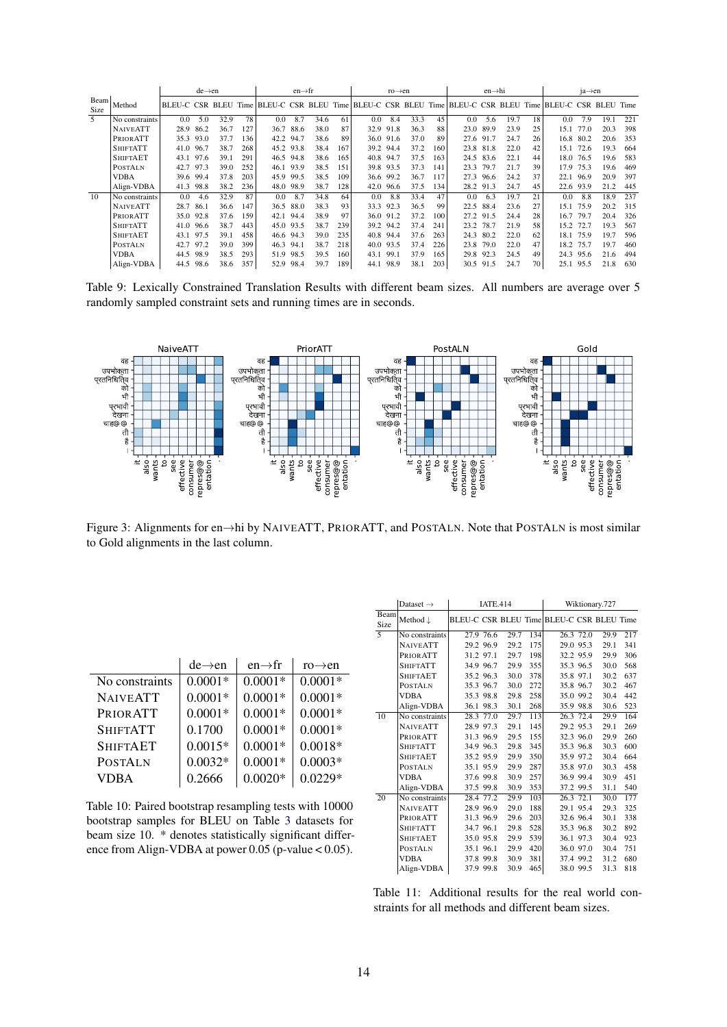| Beam Size | Method | de→en | | | | en→fr | | | | ro→en | | | | en→hi | | | | ja→en | | | |
|---|---|---|---|---|---|---|---|---|---|---|---|---|---|---|---|---|---|---|---|---|---|
| | | BLEU-C | CSR | BLEU | Time | BLEU-C | CSR | BLEU | Time | BLEU-C | CSR | BLEU | Time | BLEU-C | CSR | BLEU | Time | BLEU-C | CSR | BLEU | Time |
| 5 | No constraints | 0.0 | 5.0 | 32.9 | 78 | 0.0 | 8.7 | 34.6 | 61 | 0.0 | 8.4 | 33.3 | 45 | 0.0 | 5.6 | 19.7 | 18 | 0.0 | 7.9 | 19.1 | 221 |
| | NAIVEATT | 28.9 | 86.2 | 36.7 | 127 | 36.7 | 88.6 | 38.0 | 87 | 32.9 | 91.8 | 36.3 | 88 | 23.0 | 89.9 | 23.9 | 25 | 15.1 | 77.0 | 20.3 | 398 |
| | PRIORATT | 35.3 | 93.0 | 37.7 | 136 | 42.2 | 94.7 | 38.6 | 89 | 36.0 | 91.6 | 37.0 | 89 | 27.6 | 91.7 | 24.7 | 26 | 16.8 | 80.2 | 20.6 | 353 |
| | SHIFTATT | 41.0 | 96.7 | 38.7 | 268 | 45.2 | 93.8 | 38.4 | 167 | 39.2 | 94.4 | 37.2 | 160 | 23.8 | 81.8 | 22.0 | 42 | 15.1 | 72.6 | 19.3 | 664 |
| | SHIFTAET | 43.1 | 97.6 | 39.1 | 291 | 46.5 | 94.8 | 38.6 | 165 | 40.8 | 94.7 | 37.5 | 163 | 24.5 | 83.6 | 22.1 | 44 | 18.0 | 76.5 | 19.6 | 583 |
| | POSTALN | 42.7 | 97.3 | 39.0 | 252 | 46.1 | 93.9 | 38.5 | 151 | 39.8 | 93.5 | 37.3 | 141 | 23.3 | 79.7 | 21.7 | 39 | 17.9 | 75.3 | 19.6 | 469 |
| | VDBA | 39.6 | 99.4 | 37.8 | 203 | 45.9 | 99.5 | 38.5 | 109 | 36.6 | 99.2 | 36.7 | 117 | 27.3 | 96.6 | 24.2 | 37 | 22.1 | 96.9 | 20.9 | 397 |
| | Align-VDBA | 41.3 | 98.8 | 38.2 | 236 | 48.0 | 98.9 | 38.7 | 128 | 42.0 | 96.6 | 37.5 | 134 | 28.2 | 91.3 | 24.7 | 45 | 22.6 | 93.9 | 21.2 | 445 |
| 10 | No constraints | 0.0 | 4.6 | 32.9 | 87 | 0.0 | 8.7 | 34.8 | 64 | 0.0 | 8.8 | 33.4 | 47 | 0.0 | 6.3 | 19.7 | 21 | 0.0 | 8.8 | 18.9 | 237 |
| | NAIVEATT | 28.7 | 86.1 | 36.6 | 147 | 36.5 | 88.0 | 38.3 | 93 | 33.3 | 92.3 | 36.5 | 99 | 22.5 | 88.4 | 23.6 | 27 | 15.1 | 75.9 | 20.2 | 315 |
| | PRIORATT | 35.0 | 92.8 | 37.6 | 159 | 42.1 | 94.4 | 38.9 | 97 | 36.0 | 91.2 | 37.2 | 100 | 27.2 | 91.5 | 24.4 | 28 | 16.7 | 79.7 | 20.4 | 326 |
| | SHIFTATT | 41.0 | 96.6 | 38.7 | 443 | 45.0 | 93.5 | 38.7 | 239 | 39.2 | 94.2 | 37.4 | 241 | 23.2 | 78.7 | 21.9 | 58 | 15.2 | 72.7 | 19.3 | 567 |
| | SHIFTAET | 43.1 | 97.5 | 39.1 | 458 | 46.6 | 94.3 | 39.0 | 235 | 40.8 | 94.4 | 37.6 | 263 | 24.3 | 80.2 | 22.0 | 62 | 18.1 | 75.9 | 19.7 | 596 |
| | POSTALN | 42.7 | 97.2 | 39.0 | 399 | 46.3 | 94.1 | 38.7 | 218 | 40.0 | 93.5 | 37.4 | 226 | 23.8 | 79.0 | 22.0 | 47 | 18.2 | 75.7 | 19.7 | 460 |
| | VDBA | 44.5 | 98.9 | 38.5 | 293 | 51.9 | 98.5 | 39.5 | 160 | 43.1 | 99.1 | 37.9 | 165 | 29.8 | 92.3 | 24.5 | 49 | 24.3 | 95.6 | 21.6 | 494 |
| | Align-VDBA | 44.5 | 98.6 | 38.6 | 357 | 52.9 | 98.4 | 39.7 | 189 | 44.1 | 98.9 | 38.1 | 203 | 30.5 | 91.5 | 24.7 | 70 | 25.1 | 95.5 | 21.8 | 630 |

Table 9: Lexically Constrained Translation Results with different beam sizes. All numbers are average over 5 randomly sampled constraint sets and running times are in seconds.

Figure 3: Alignments for en→hi by NAIVEATT, PRIORATT, and POSTALN. Note that POSTALN is most similar to Gold alignments in the last column.

| | de→en | en→fr | ro→en |
|---|---|---|---|
| No constraints | 0.0001* | 0.0001* | 0.0001* |
| NAIVEATT | 0.0001* | 0.0001* | 0.0001* |
| PRIORATT | 0.0001* | 0.0001* | 0.0001* |
| SHIFTATT | 0.1700 | 0.0001* | 0.0001* |
| SHIFTAET | 0.0015* | 0.0001* | 0.0018* |
| POSTALN | 0.0032* | 0.0001* | 0.0003* |
| VDBA | 0.2666 | 0.0020* | 0.0229* |

Table 10: Paired bootstrap resampling tests with 10000 bootstrap samples for BLEU on Table 3 datasets for beam size 10. * denotes statistically significant difference from Align-VDBA at power 0.05 (p-value < 0.05).

| Beam Size | Dataset → / Method ↓ | IATE.414 | | | | Wiktionary.727 | | | |
|---|---|---|---|---|---|---|---|---|---|
| | | BLEU-C | CSR | BLEU | Time | BLEU-C | CSR | BLEU | Time |
| 5 | No constraints | 27.9 | 76.6 | 29.7 | 134 | 26.3 | 72.0 | 29.9 | 217 |
| | NAIVEATT | 29.2 | 96.9 | 29.2 | 175 | 29.0 | 95.3 | 29.1 | 341 |
| | PRIORATT | 31.2 | 97.1 | 29.7 | 198 | 32.2 | 95.9 | 29.9 | 306 |
| | SHIFTATT | 34.9 | 96.7 | 29.9 | 355 | 35.3 | 96.5 | 30.0 | 568 |
| | SHIFTAET | 35.2 | 96.3 | 30.0 | 378 | 35.8 | 97.1 | 30.2 | 637 |
| | POSTALN | 35.3 | 96.7 | 30.0 | 272 | 35.8 | 96.7 | 30.2 | 467 |
| | VDBA | 35.3 | 98.8 | 29.8 | 258 | 35.0 | 99.2 | 30.4 | 442 |
| | Align-VDBA | 36.1 | 98.3 | 30.1 | 268 | 35.9 | 98.8 | 30.6 | 523 |
| 10 | No constraints | 28.3 | 77.0 | 29.7 | 113 | 26.3 | 72.4 | 29.9 | 164 |
| | NAIVEATT | 28.9 | 97.3 | 29.1 | 145 | 29.2 | 95.3 | 29.1 | 269 |
| | PRIORATT | 31.3 | 96.9 | 29.5 | 155 | 32.3 | 96.0 | 29.9 | 260 |
| | SHIFTATT | 34.9 | 96.3 | 29.8 | 345 | 35.3 | 96.8 | 30.3 | 600 |
| | SHIFTAET | 35.2 | 95.9 | 29.9 | 350 | 35.9 | 97.2 | 30.4 | 664 |
| | POSTALN | 35.1 | 95.9 | 29.9 | 287 | 35.8 | 97.0 | 30.3 | 458 |
| | VDBA | 37.6 | 99.8 | 30.9 | 257 | 36.9 | 99.4 | 30.9 | 451 |
| | Align-VDBA | 37.5 | 99.8 | 30.9 | 353 | 37.2 | 99.5 | 31.1 | 540 |
| 20 | No constraints | 28.4 | 77.2 | 29.9 | 103 | 26.3 | 72.1 | 30.0 | 177 |
| | NAIVEATT | 28.9 | 96.9 | 29.0 | 188 | 29.1 | 95.4 | 29.3 | 325 |
| | PRIORATT | 31.3 | 96.9 | 29.6 | 203 | 32.6 | 96.4 | 30.1 | 338 |
| | SHIFTATT | 34.7 | 96.1 | 29.8 | 528 | 35.3 | 96.8 | 30.2 | 892 |
| | SHIFTAET | 35.0 | 95.8 | 29.9 | 539 | 36.1 | 97.3 | 30.4 | 923 |
| | POSTALN | 35.1 | 96.1 | 29.9 | 420 | 36.0 | 97.0 | 30.4 | 751 |
| | VDBA | 37.8 | 99.8 | 30.9 | 381 | 37.4 | 99.2 | 31.2 | 680 |
| | Align-VDBA | 37.9 | 99.8 | 30.9 | 465 | 38.0 | 99.5 | 31.3 | 818 |

Table 11: Additional results for the real world constraints for all methods and different beam sizes.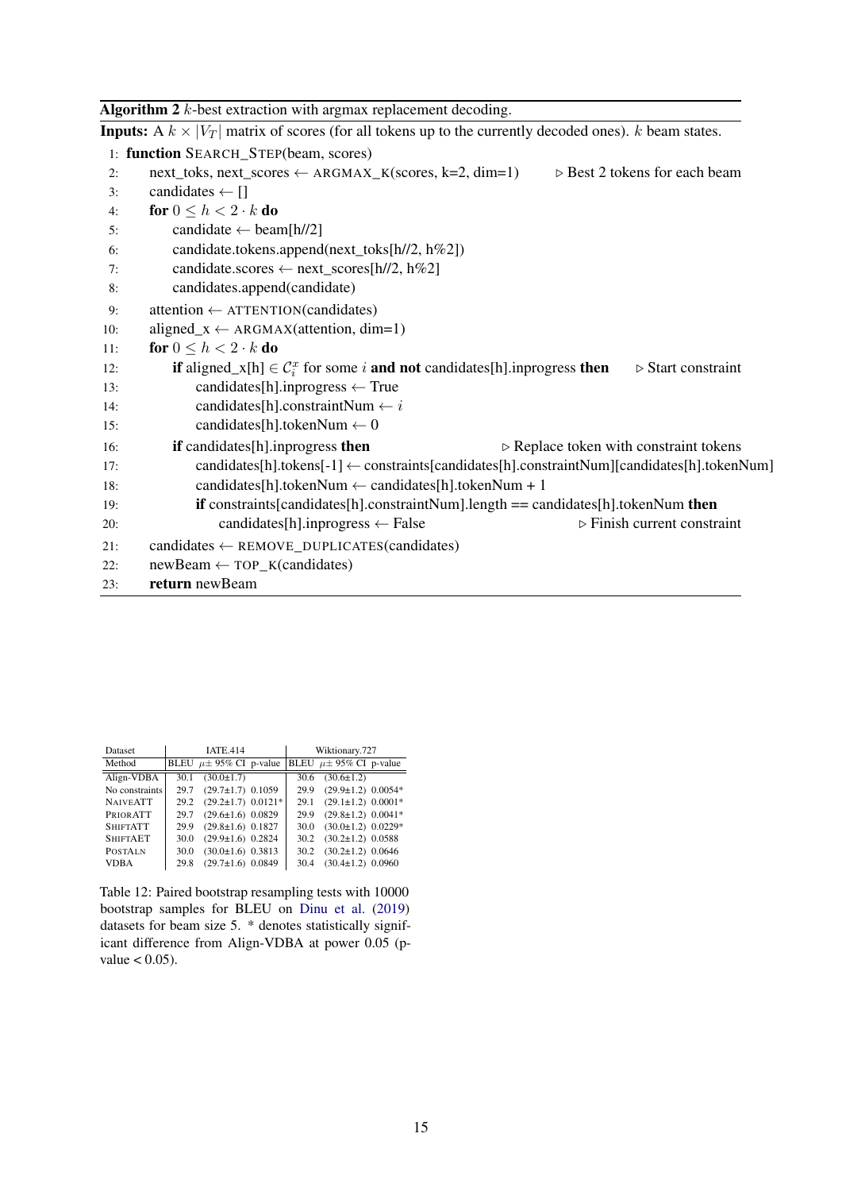**Algorithm 2** $k$-best extraction with argmax replacement decoding.

**Inputs:** A $k \times |V_T|$ matrix of scores (for all tokens up to the currently decoded ones). $k$ beam states.

```
 1: function SEARCH_STEP(beam, scores)
 2:     next_toks, next_scores ← ARGMAX_K(scores, k=2, dim=1)        ▷ Best 2 tokens for each beam
 3:     candidates ← []
 4:     for 0 ≤ h < 2·k do
 5:         candidate ← beam[h//2]
 6:         candidate.tokens.append(next_toks[h//2, h%2])
 7:         candidate.scores ← next_scores[h//2, h%2]
 8:         candidates.append(candidate)
 9:     attention ← ATTENTION(candidates)
10:     aligned_x ← ARGMAX(attention, dim=1)
11:     for 0 ≤ h < 2·k do
12:         if aligned_x[h] ∈ C_i^x for some i and not candidates[h].inprogress then    ▷ Start constraint
13:             candidates[h].inprogress ← True
14:             candidates[h].constraintNum ← i
15:             candidates[h].tokenNum ← 0
16:         if candidates[h].inprogress then                     ▷ Replace token with constraint tokens
17:             candidates[h].tokens[-1] ← constraints[candidates[h].constraintNum][candidates[h].tokenNum]
18:             candidates[h].tokenNum ← candidates[h].tokenNum + 1
19:             if constraints[candidates[h].constraintNum].length == candidates[h].tokenNum then
20:                 candidates[h].inprogress ← False                  ▷ Finish current constraint
21:     candidates ← REMOVE_DUPLICATES(candidates)
22:     newBeam ← TOP_K(candidates)
23:     return newBeam
```

| Dataset | IATE.414 | | | Wiktionary.727 | | |
|---|---|---|---|---|---|---|
| Method | BLEU | $\mu \pm$ 95% CI | p-value | BLEU | $\mu \pm$ 95% CI | p-value |
| Align-VDBA | 30.1 | (30.0±1.7) | | 30.6 | (30.6±1.2) | |
| No constraints | 29.7 | (29.7±1.7) | 0.1059 | 29.9 | (29.9±1.2) | 0.0054* |
| NaiveATT | 29.2 | (29.2±1.7) | 0.0121* | 29.1 | (29.1±1.2) | 0.0001* |
| PriorATT | 29.7 | (29.6±1.6) | 0.0829 | 29.9 | (29.8±1.2) | 0.0041* |
| ShiftATT | 29.9 | (29.8±1.6) | 0.1827 | 30.0 | (30.0±1.2) | 0.0229* |
| ShiftAET | 30.0 | (29.9±1.6) | 0.2824 | 30.2 | (30.2±1.2) | 0.0588 |
| PostAln | 30.0 | (30.0±1.6) | 0.3813 | 30.2 | (30.2±1.2) | 0.0646 |
| VDBA | 29.8 | (29.7±1.6) | 0.0849 | 30.4 | (30.4±1.2) | 0.0960 |

Table 12: Paired bootstrap resampling tests with 10000 bootstrap samples for BLEU on Dinu et al. (2019) datasets for beam size 5. * denotes statistically significant difference from Align-VDBA at power 0.05 (p-value < 0.05).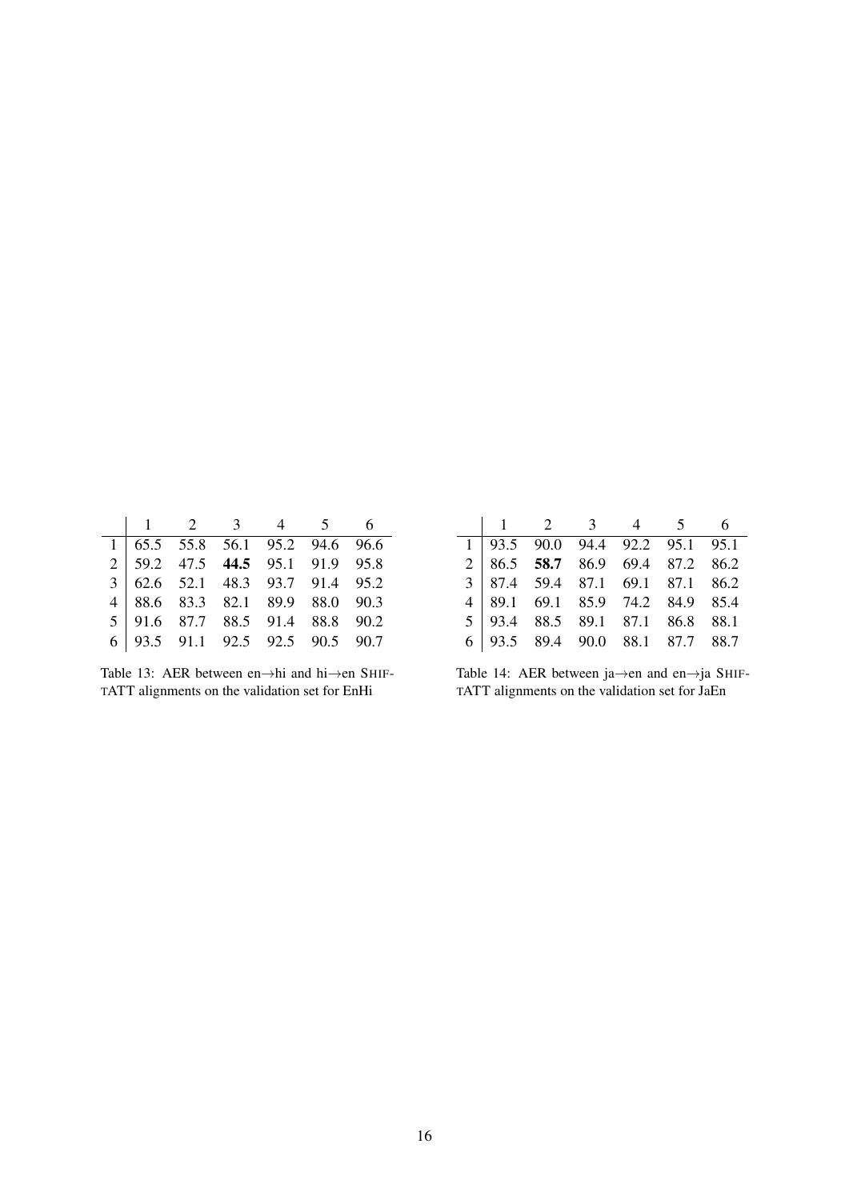| | 1 | 2 | 3 | 4 | 5 | 6 |
|---|---|---|---|---|---|---|
| 1 | 65.5 | 55.8 | 56.1 | 95.2 | 94.6 | 96.6 |
| 2 | 59.2 | 47.5 | **44.5** | 95.1 | 91.9 | 95.8 |
| 3 | 62.6 | 52.1 | 48.3 | 93.7 | 91.4 | 95.2 |
| 4 | 88.6 | 83.3 | 82.1 | 89.9 | 88.0 | 90.3 |
| 5 | 91.6 | 87.7 | 88.5 | 91.4 | 88.8 | 90.2 |
| 6 | 93.5 | 91.1 | 92.5 | 92.5 | 90.5 | 90.7 |

Table 13: AER between en→hi and hi→en SHIFTATT alignments on the validation set for EnHi

| | 1 | 2 | 3 | 4 | 5 | 6 |
|---|---|---|---|---|---|---|
| 1 | 93.5 | 90.0 | 94.4 | 92.2 | 95.1 | 95.1 |
| 2 | 86.5 | **58.7** | 86.9 | 69.4 | 87.2 | 86.2 |
| 3 | 87.4 | 59.4 | 87.1 | 69.1 | 87.1 | 86.2 |
| 4 | 89.1 | 69.1 | 85.9 | 74.2 | 84.9 | 85.4 |
| 5 | 93.4 | 88.5 | 89.1 | 87.1 | 86.8 | 88.1 |
| 6 | 93.5 | 89.4 | 90.0 | 88.1 | 87.7 | 88.7 |

Table 14: AER between ja→en and en→ja SHIFTATT alignments on the validation set for JaEn